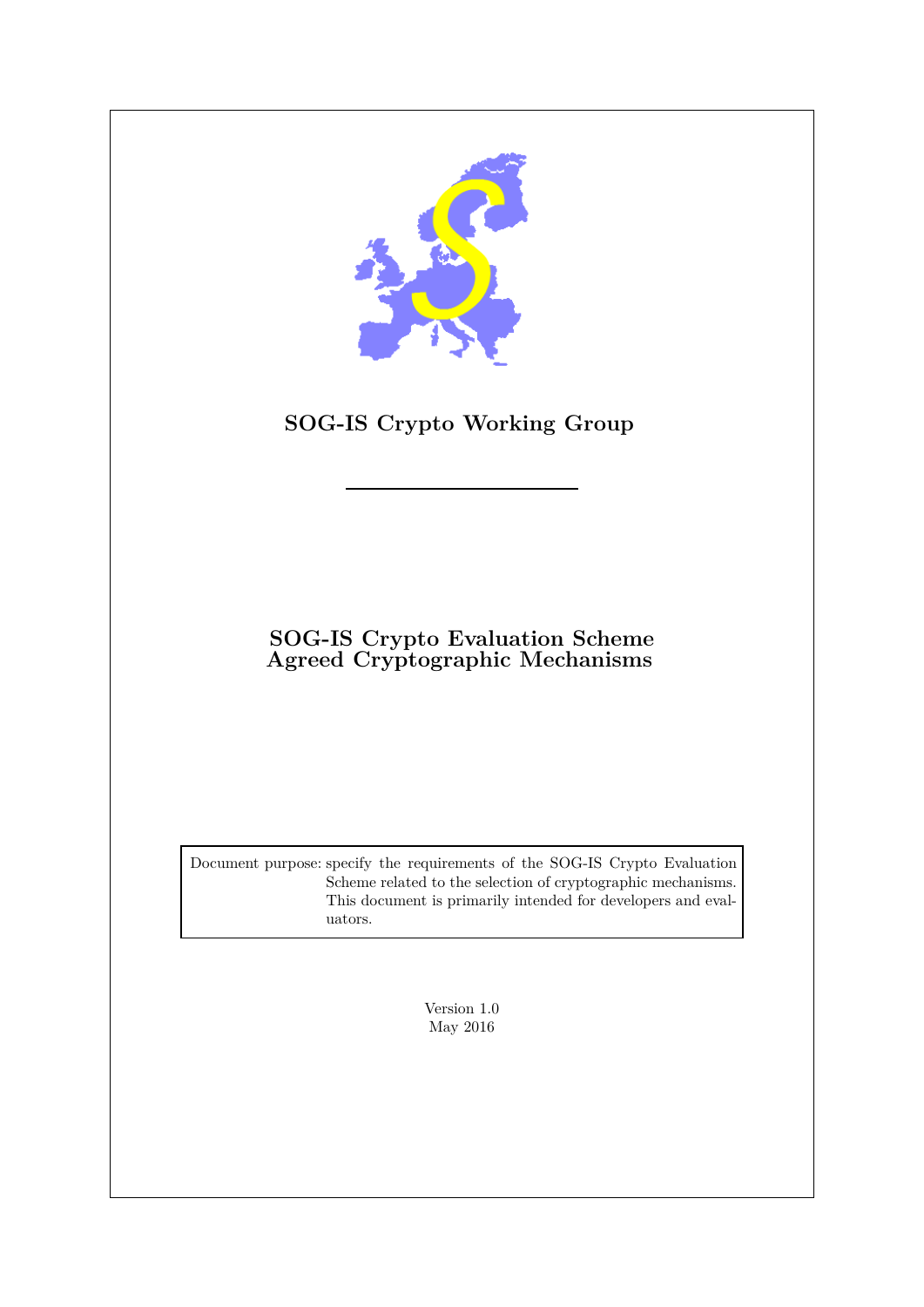**SOG-IS Crypto Working Group**

---

# SOG-IS Crypto Evaluation Scheme
# Agreed Cryptographic Mechanisms

| | |
|---|---|
| Document purpose: | specify the requirements of the SOG-IS Crypto Evaluation Scheme related to the selection of cryptographic mechanisms. This document is primarily intended for developers and evaluators. |

Version 1.0
May 2016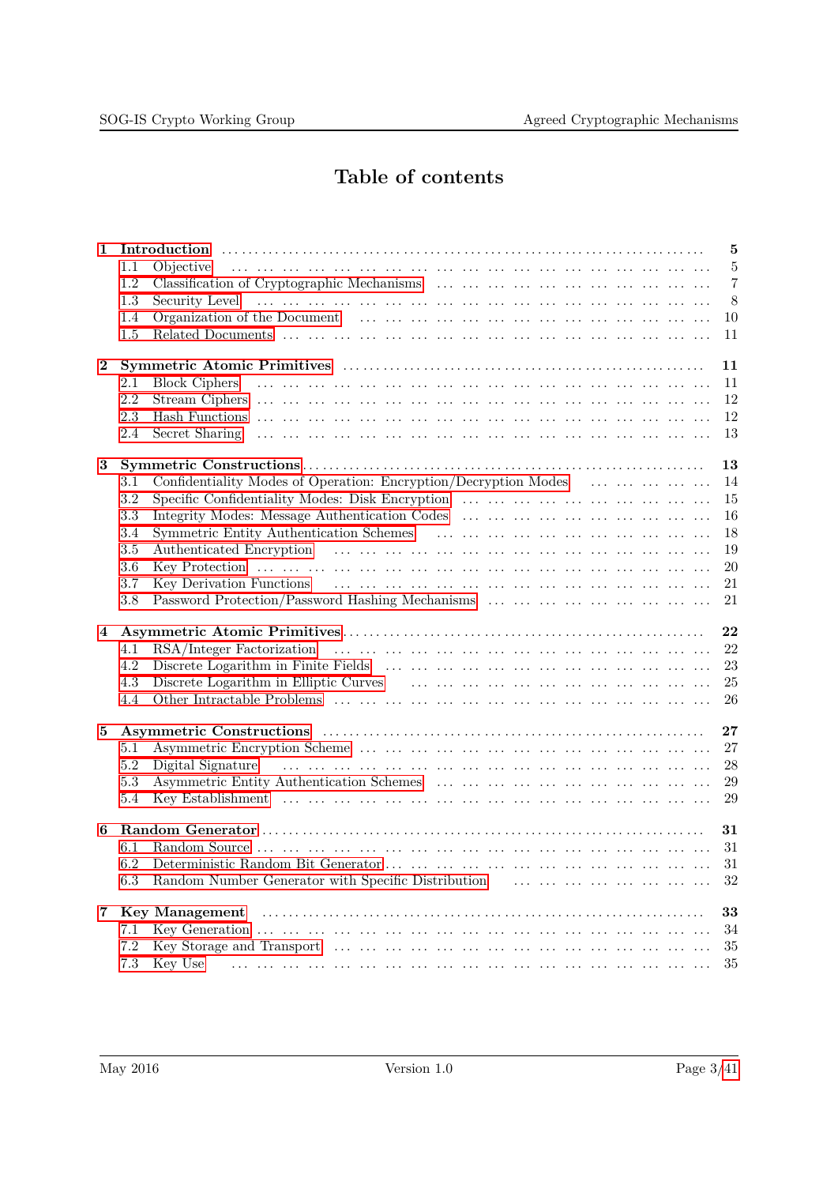# Table of contents

**1 Introduction** . . . . . . . . . . **5**
- 1.1 Objective . . . . . . . . . . 5
- 1.2 Classification of Cryptographic Mechanisms . . . . . . . . . . 7
- 1.3 Security Level . . . . . . . . . . 8
- 1.4 Organization of the Document . . . . . . . . . . 10
- 1.5 Related Documents . . . . . . . . . . 11

**2 Symmetric Atomic Primitives** . . . . . . . . . . **11**
- 2.1 Block Ciphers . . . . . . . . . . 11
- 2.2 Stream Ciphers . . . . . . . . . . 12
- 2.3 Hash Functions . . . . . . . . . . 12
- 2.4 Secret Sharing . . . . . . . . . . 13

**3 Symmetric Constructions** . . . . . . . . . . **13**
- 3.1 Confidentiality Modes of Operation: Encryption/Decryption Modes . . . . . . . . . . 14
- 3.2 Specific Confidentiality Modes: Disk Encryption . . . . . . . . . . 15
- 3.3 Integrity Modes: Message Authentication Codes . . . . . . . . . . 16
- 3.4 Symmetric Entity Authentication Schemes . . . . . . . . . . 18
- 3.5 Authenticated Encryption . . . . . . . . . . 19
- 3.6 Key Protection . . . . . . . . . . 20
- 3.7 Key Derivation Functions . . . . . . . . . . 21
- 3.8 Password Protection/Password Hashing Mechanisms . . . . . . . . . . 21

**4 Asymmetric Atomic Primitives** . . . . . . . . . . **22**
- 4.1 RSA/Integer Factorization . . . . . . . . . . 22
- 4.2 Discrete Logarithm in Finite Fields . . . . . . . . . . 23
- 4.3 Discrete Logarithm in Elliptic Curves . . . . . . . . . . 25
- 4.4 Other Intractable Problems . . . . . . . . . . 26

**5 Asymmetric Constructions** . . . . . . . . . . **27**
- 5.1 Asymmetric Encryption Scheme . . . . . . . . . . 27
- 5.2 Digital Signature . . . . . . . . . . 28
- 5.3 Asymmetric Entity Authentication Schemes . . . . . . . . . . 29
- 5.4 Key Establishment . . . . . . . . . . 29

**6 Random Generator** . . . . . . . . . . **31**
- 6.1 Random Source . . . . . . . . . . 31
- 6.2 Deterministic Random Bit Generator . . . . . . . . . . 31
- 6.3 Random Number Generator with Specific Distribution . . . . . . . . . . 32

**7 Key Management** . . . . . . . . . . **33**
- 7.1 Key Generation . . . . . . . . . . 34
- 7.2 Key Storage and Transport . . . . . . . . . . 35
- 7.3 Key Use . . . . . . . . . . 35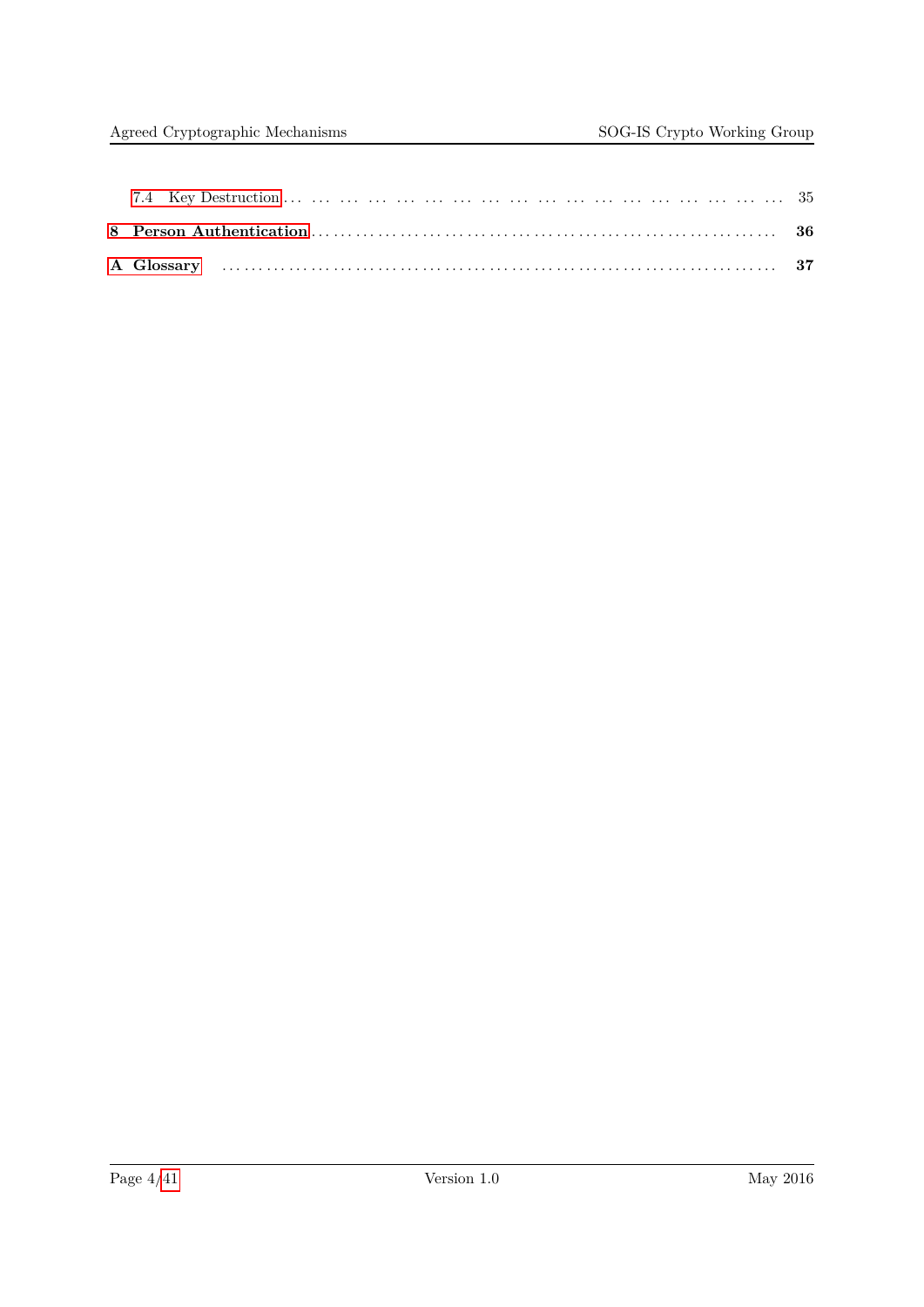7.4 Key Destruction ... 35

**8 Person Authentication** ... **36**

**A Glossary** ... **37**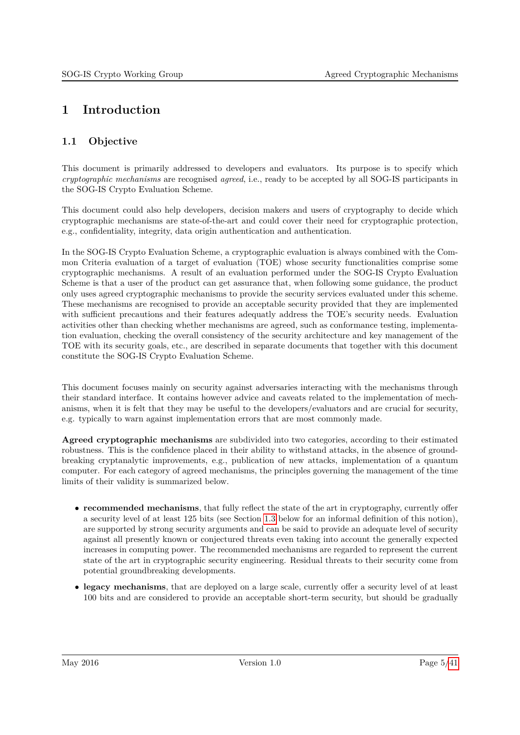# 1 Introduction

## 1.1 Objective

This document is primarily addressed to developers and evaluators. Its purpose is to specify which *cryptographic mechanisms* are recognised *agreed*, i.e., ready to be accepted by all SOG-IS participants in the SOG-IS Crypto Evaluation Scheme.

This document could also help developers, decision makers and users of cryptography to decide which cryptographic mechanisms are state-of-the-art and could cover their need for cryptographic protection, e.g., confidentiality, integrity, data origin authentication and authentication.

In the SOG-IS Crypto Evaluation Scheme, a cryptographic evaluation is always combined with the Common Criteria evaluation of a target of evaluation (TOE) whose security functionalities comprise some cryptographic mechanisms. A result of an evaluation performed under the SOG-IS Crypto Evaluation Scheme is that a user of the product can get assurance that, when following some guidance, the product only uses agreed cryptographic mechanisms to provide the security services evaluated under this scheme. These mechanisms are recognised to provide an acceptable security provided that they are implemented with sufficient precautions and their features adequatly address the TOE's security needs. Evaluation activities other than checking whether mechanisms are agreed, such as conformance testing, implementation evaluation, checking the overall consistency of the security architecture and key management of the TOE with its security goals, etc., are described in separate documents that together with this document constitute the SOG-IS Crypto Evaluation Scheme.

This document focuses mainly on security against adversaries interacting with the mechanisms through their standard interface. It contains however advice and caveats related to the implementation of mechanisms, when it is felt that they may be useful to the developers/evaluators and are crucial for security, e.g. typically to warn against implementation errors that are most commonly made.

**Agreed cryptographic mechanisms** are subdivided into two categories, according to their estimated robustness. This is the confidence placed in their ability to withstand attacks, in the absence of groundbreaking cryptanalytic improvements, e.g., publication of new attacks, implementation of a quantum computer. For each category of agreed mechanisms, the principles governing the management of the time limits of their validity is summarized below.

- **recommended mechanisms**, that fully reflect the state of the art in cryptography, currently offer a security level of at least 125 bits (see Section 1.3 below for an informal definition of this notion), are supported by strong security arguments and can be said to provide an adequate level of security against all presently known or conjectured threats even taking into account the generally expected increases in computing power. The recommended mechanisms are regarded to represent the current state of the art in cryptographic security engineering. Residual threats to their security come from potential groundbreaking developments.
- **legacy mechanisms**, that are deployed on a large scale, currently offer a security level of at least 100 bits and are considered to provide an acceptable short-term security, but should be gradually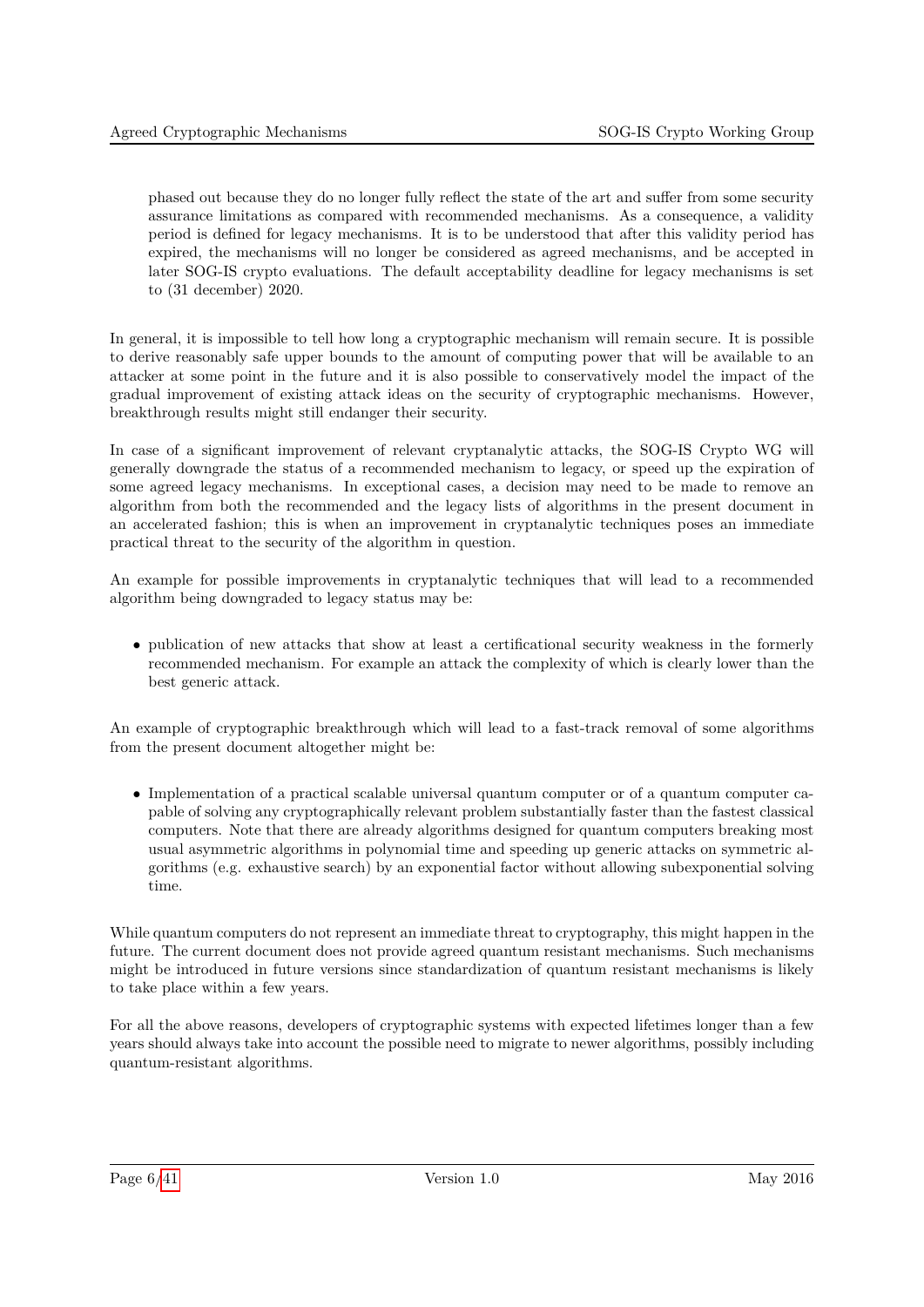phased out because they do no longer fully reflect the state of the art and suffer from some security assurance limitations as compared with recommended mechanisms. As a consequence, a validity period is defined for legacy mechanisms. It is to be understood that after this validity period has expired, the mechanisms will no longer be considered as agreed mechanisms, and be accepted in later SOG-IS crypto evaluations. The default acceptability deadline for legacy mechanisms is set to (31 december) 2020.

In general, it is impossible to tell how long a cryptographic mechanism will remain secure. It is possible to derive reasonably safe upper bounds to the amount of computing power that will be available to an attacker at some point in the future and it is also possible to conservatively model the impact of the gradual improvement of existing attack ideas on the security of cryptographic mechanisms. However, breakthrough results might still endanger their security.

In case of a significant improvement of relevant cryptanalytic attacks, the SOG-IS Crypto WG will generally downgrade the status of a recommended mechanism to legacy, or speed up the expiration of some agreed legacy mechanisms. In exceptional cases, a decision may need to be made to remove an algorithm from both the recommended and the legacy lists of algorithms in the present document in an accelerated fashion; this is when an improvement in cryptanalytic techniques poses an immediate practical threat to the security of the algorithm in question.

An example for possible improvements in cryptanalytic techniques that will lead to a recommended algorithm being downgraded to legacy status may be:

- publication of new attacks that show at least a certificational security weakness in the formerly recommended mechanism. For example an attack the complexity of which is clearly lower than the best generic attack.

An example of cryptographic breakthrough which will lead to a fast-track removal of some algorithms from the present document altogether might be:

- Implementation of a practical scalable universal quantum computer or of a quantum computer capable of solving any cryptographically relevant problem substantially faster than the fastest classical computers. Note that there are already algorithms designed for quantum computers breaking most usual asymmetric algorithms in polynomial time and speeding up generic attacks on symmetric algorithms (e.g. exhaustive search) by an exponential factor without allowing subexponential solving time.

While quantum computers do not represent an immediate threat to cryptography, this might happen in the future. The current document does not provide agreed quantum resistant mechanisms. Such mechanisms might be introduced in future versions since standardization of quantum resistant mechanisms is likely to take place within a few years.

For all the above reasons, developers of cryptographic systems with expected lifetimes longer than a few years should always take into account the possible need to migrate to newer algorithms, possibly including quantum-resistant algorithms.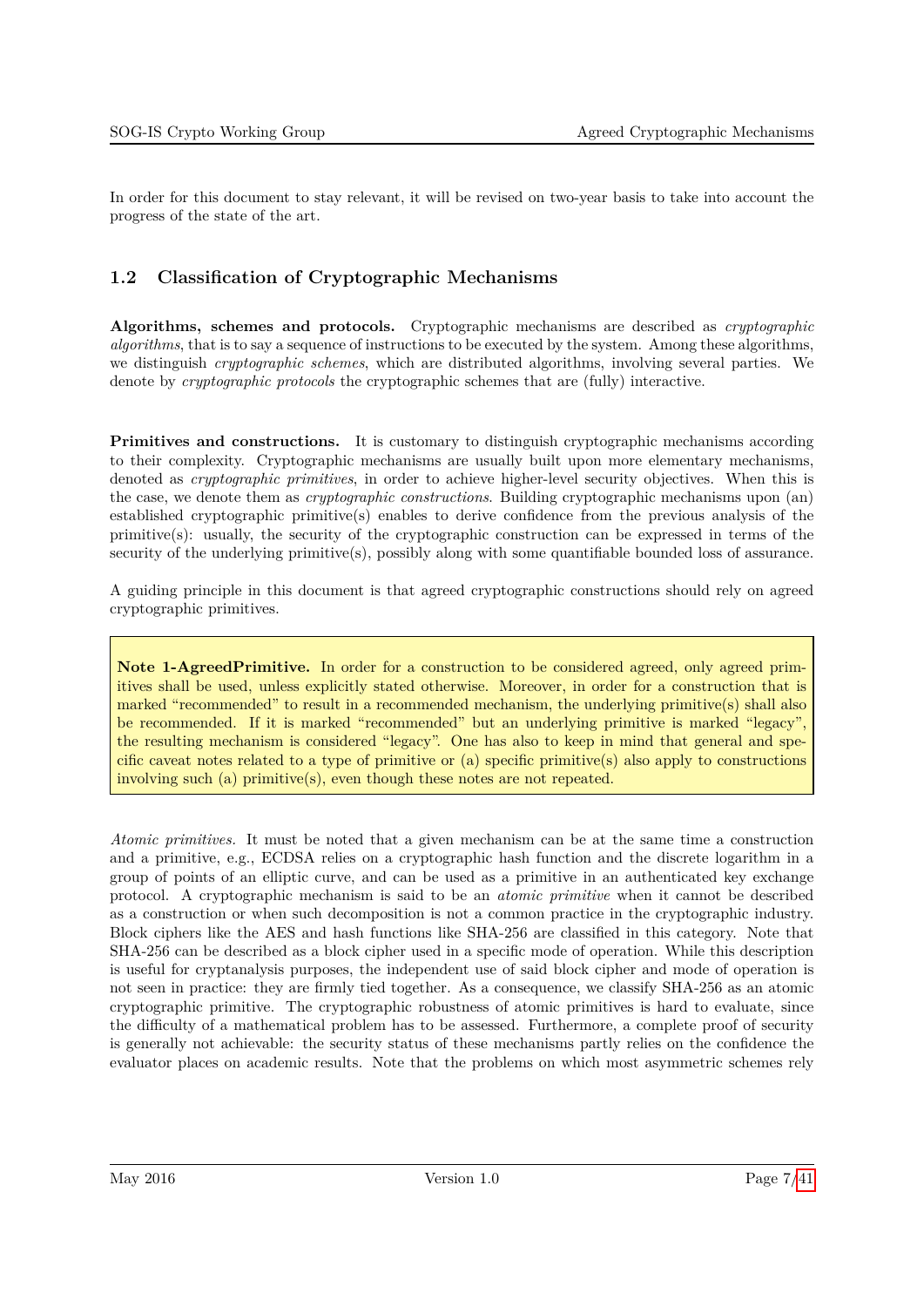In order for this document to stay relevant, it will be revised on two-year basis to take into account the progress of the state of the art.

## 1.2 Classification of Cryptographic Mechanisms

**Algorithms, schemes and protocols.** Cryptographic mechanisms are described as *cryptographic algorithms*, that is to say a sequence of instructions to be executed by the system. Among these algorithms, we distinguish *cryptographic schemes*, which are distributed algorithms, involving several parties. We denote by *cryptographic protocols* the cryptographic schemes that are (fully) interactive.

**Primitives and constructions.** It is customary to distinguish cryptographic mechanisms according to their complexity. Cryptographic mechanisms are usually built upon more elementary mechanisms, denoted as *cryptographic primitives*, in order to achieve higher-level security objectives. When this is the case, we denote them as *cryptographic constructions*. Building cryptographic mechanisms upon (an) established cryptographic primitive(s) enables to derive confidence from the previous analysis of the primitive(s): usually, the security of the cryptographic construction can be expressed in terms of the security of the underlying primitive(s), possibly along with some quantifiable bounded loss of assurance.

A guiding principle in this document is that agreed cryptographic constructions should rely on agreed cryptographic primitives.

> **Note 1-AgreedPrimitive.** In order for a construction to be considered agreed, only agreed primitives shall be used, unless explicitly stated otherwise. Moreover, in order for a construction that is marked "recommended" to result in a recommended mechanism, the underlying primitive(s) shall also be recommended. If it is marked "recommended" but an underlying primitive is marked "legacy", the resulting mechanism is considered "legacy". One has also to keep in mind that general and specific caveat notes related to a type of primitive or (a) specific primitive(s) also apply to constructions involving such (a) primitive(s), even though these notes are not repeated.

*Atomic primitives.* It must be noted that a given mechanism can be at the same time a construction and a primitive, e.g., ECDSA relies on a cryptographic hash function and the discrete logarithm in a group of points of an elliptic curve, and can be used as a primitive in an authenticated key exchange protocol. A cryptographic mechanism is said to be an *atomic primitive* when it cannot be described as a construction or when such decomposition is not a common practice in the cryptographic industry. Block ciphers like the AES and hash functions like SHA-256 are classified in this category. Note that SHA-256 can be described as a block cipher used in a specific mode of operation. While this description is useful for cryptanalysis purposes, the independent use of said block cipher and mode of operation is not seen in practice: they are firmly tied together. As a consequence, we classify SHA-256 as an atomic cryptographic primitive. The cryptographic robustness of atomic primitives is hard to evaluate, since the difficulty of a mathematical problem has to be assessed. Furthermore, a complete proof of security is generally not achievable: the security status of these mechanisms partly relies on the confidence the evaluator places on academic results. Note that the problems on which most asymmetric schemes rely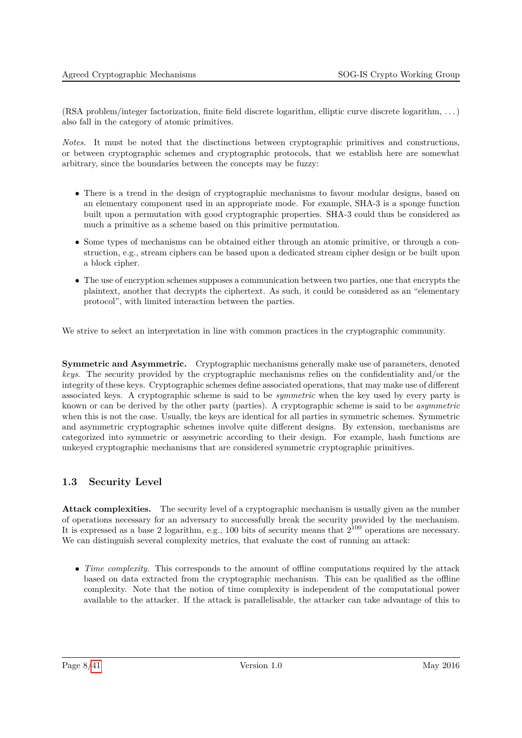(RSA problem/integer factorization, finite field discrete logarithm, elliptic curve discrete logarithm, . . . ) also fall in the category of atomic primitives.

*Notes.* It must be noted that the disctinctions between cryptographic primitives and constructions, or between cryptographic schemes and cryptographic protocols, that we establish here are somewhat arbitrary, since the boundaries between the concepts may be fuzzy:

- There is a trend in the design of cryptographic mechanisms to favour modular designs, based on an elementary component used in an appropriate mode. For example, SHA-3 is a sponge function built upon a permutation with good cryptographic properties. SHA-3 could thus be considered as much a primitive as a scheme based on this primitive permutation.
- Some types of mechanisms can be obtained either through an atomic primitive, or through a construction, e.g., stream ciphers can be based upon a dedicated stream cipher design or be built upon a block cipher.
- The use of encryption schemes supposes a communication between two parties, one that encrypts the plaintext, another that decrypts the ciphertext. As such, it could be considered as an "elementary protocol", with limited interaction between the parties.

We strive to select an interpretation in line with common practices in the cryptographic community.

**Symmetric and Asymmetric.** Cryptographic mechanisms generally make use of parameters, denoted *keys*. The security provided by the cryptographic mechanisms relies on the confidentiality and/or the integrity of these keys. Cryptographic schemes define associated operations, that may make use of different associated keys. A cryptographic scheme is said to be *symmetric* when the key used by every party is known or can be derived by the other party (parties). A cryptographic scheme is said to be *asymmetric* when this is not the case. Usually, the keys are identical for all parties in symmetric schemes. Symmetric and asymmetric cryptographic schemes involve quite different designs. By extension, mechanisms are categorized into symmetric or assymetric according to their design. For example, hash functions are unkeyed cryptographic mechanisms that are considered symmetric cryptographic primitives.

## 1.3 Security Level

**Attack complexities.** The security level of a cryptographic mechanism is usually given as the number of operations necessary for an adversary to successfully break the security provided by the mechanism. It is expressed as a base 2 logarithm, e.g., 100 bits of security means that $2^{100}$ operations are necessary. We can distinguish several complexity metrics, that evaluate the cost of running an attack:

- *Time complexity.* This corresponds to the amount of offline computations required by the attack based on data extracted from the cryptographic mechanism. This can be qualified as the offline complexity. Note that the notion of time complexity is independent of the computational power available to the attacker. If the attack is parallelisable, the attacker can take advantage of this to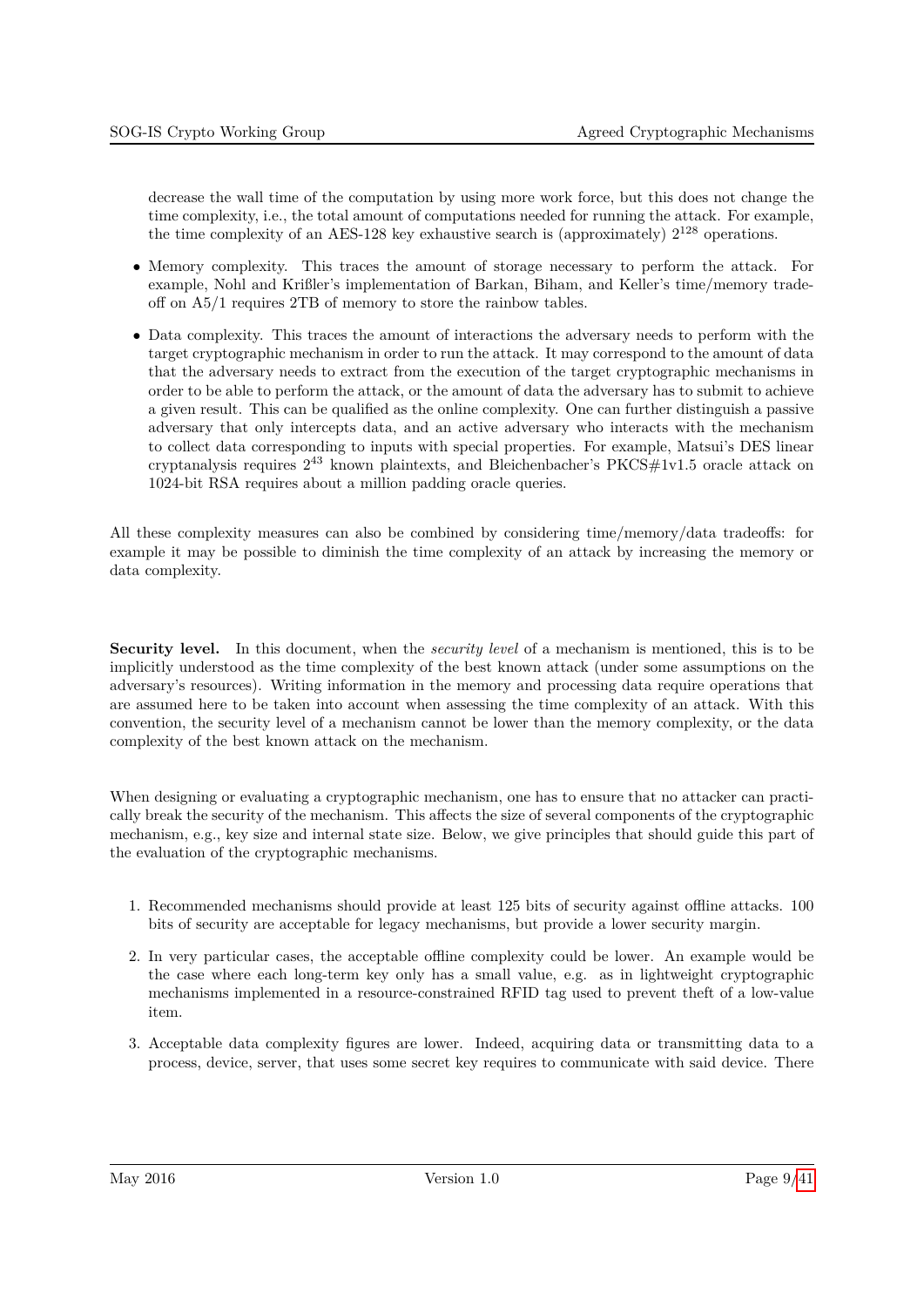decrease the wall time of the computation by using more work force, but this does not change the time complexity, i.e., the total amount of computations needed for running the attack. For example, the time complexity of an AES-128 key exhaustive search is (approximately) $2^{128}$ operations.

- Memory complexity. This traces the amount of storage necessary to perform the attack. For example, Nohl and Krißler's implementation of Barkan, Biham, and Keller's time/memory tradeoff on A5/1 requires 2TB of memory to store the rainbow tables.
- Data complexity. This traces the amount of interactions the adversary needs to perform with the target cryptographic mechanism in order to run the attack. It may correspond to the amount of data that the adversary needs to extract from the execution of the target cryptographic mechanisms in order to be able to perform the attack, or the amount of data the adversary has to submit to achieve a given result. This can be qualified as the online complexity. One can further distinguish a passive adversary that only intercepts data, and an active adversary who interacts with the mechanism to collect data corresponding to inputs with special properties. For example, Matsui's DES linear cryptanalysis requires $2^{43}$ known plaintexts, and Bleichenbacher's PKCS#1v1.5 oracle attack on 1024-bit RSA requires about a million padding oracle queries.

All these complexity measures can also be combined by considering time/memory/data tradeoffs: for example it may be possible to diminish the time complexity of an attack by increasing the memory or data complexity.

**Security level.** In this document, when the *security level* of a mechanism is mentioned, this is to be implicitly understood as the time complexity of the best known attack (under some assumptions on the adversary's resources). Writing information in the memory and processing data require operations that are assumed here to be taken into account when assessing the time complexity of an attack. With this convention, the security level of a mechanism cannot be lower than the memory complexity, or the data complexity of the best known attack on the mechanism.

When designing or evaluating a cryptographic mechanism, one has to ensure that no attacker can practically break the security of the mechanism. This affects the size of several components of the cryptographic mechanism, e.g., key size and internal state size. Below, we give principles that should guide this part of the evaluation of the cryptographic mechanisms.

1. Recommended mechanisms should provide at least 125 bits of security against offline attacks. 100 bits of security are acceptable for legacy mechanisms, but provide a lower security margin.
2. In very particular cases, the acceptable offline complexity could be lower. An example would be the case where each long-term key only has a small value, e.g. as in lightweight cryptographic mechanisms implemented in a resource-constrained RFID tag used to prevent theft of a low-value item.
3. Acceptable data complexity figures are lower. Indeed, acquiring data or transmitting data to a process, device, server, that uses some secret key requires to communicate with said device. There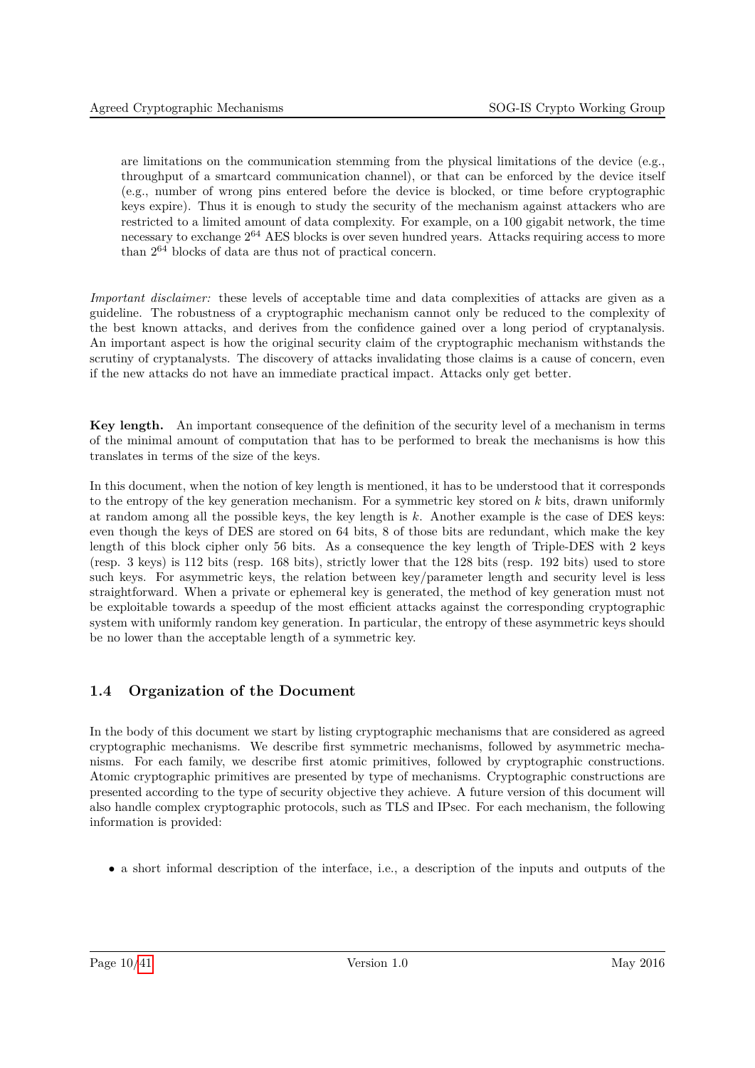are limitations on the communication stemming from the physical limitations of the device (e.g., throughput of a smartcard communication channel), or that can be enforced by the device itself (e.g., number of wrong pins entered before the device is blocked, or time before cryptographic keys expire). Thus it is enough to study the security of the mechanism against attackers who are restricted to a limited amount of data complexity. For example, on a 100 gigabit network, the time necessary to exchange $2^{64}$ AES blocks is over seven hundred years. Attacks requiring access to more than $2^{64}$ blocks of data are thus not of practical concern.

*Important disclaimer:* these levels of acceptable time and data complexities of attacks are given as a guideline. The robustness of a cryptographic mechanism cannot only be reduced to the complexity of the best known attacks, and derives from the confidence gained over a long period of cryptanalysis. An important aspect is how the original security claim of the cryptographic mechanism withstands the scrutiny of cryptanalysts. The discovery of attacks invalidating those claims is a cause of concern, even if the new attacks do not have an immediate practical impact. Attacks only get better.

**Key length.** An important consequence of the definition of the security level of a mechanism in terms of the minimal amount of computation that has to be performed to break the mechanisms is how this translates in terms of the size of the keys.

In this document, when the notion of key length is mentioned, it has to be understood that it corresponds to the entropy of the key generation mechanism. For a symmetric key stored on $k$ bits, drawn uniformly at random among all the possible keys, the key length is $k$. Another example is the case of DES keys: even though the keys of DES are stored on 64 bits, 8 of those bits are redundant, which make the key length of this block cipher only 56 bits. As a consequence the key length of Triple-DES with 2 keys (resp. 3 keys) is 112 bits (resp. 168 bits), strictly lower that the 128 bits (resp. 192 bits) used to store such keys. For asymmetric keys, the relation between key/parameter length and security level is less straightforward. When a private or ephemeral key is generated, the method of key generation must not be exploitable towards a speedup of the most efficient attacks against the corresponding cryptographic system with uniformly random key generation. In particular, the entropy of these asymmetric keys should be no lower than the acceptable length of a symmetric key.

## 1.4 Organization of the Document

In the body of this document we start by listing cryptographic mechanisms that are considered as agreed cryptographic mechanisms. We describe first symmetric mechanisms, followed by asymmetric mechanisms. For each family, we describe first atomic primitives, followed by cryptographic constructions. Atomic cryptographic primitives are presented by type of mechanisms. Cryptographic constructions are presented according to the type of security objective they achieve. A future version of this document will also handle complex cryptographic protocols, such as TLS and IPsec. For each mechanism, the following information is provided:

- a short informal description of the interface, i.e., a description of the inputs and outputs of the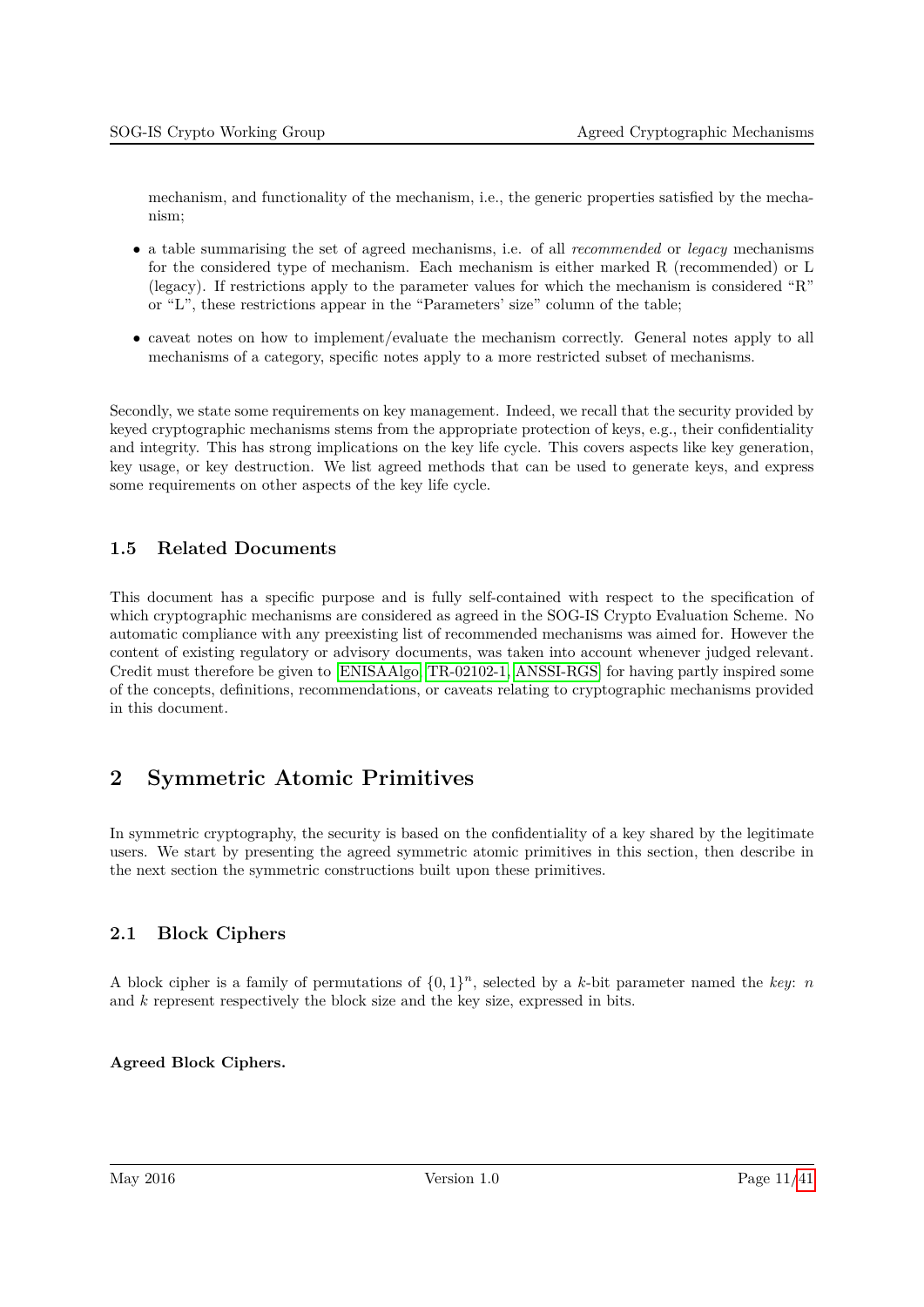mechanism, and functionality of the mechanism, i.e., the generic properties satisfied by the mechanism;

- a table summarising the set of agreed mechanisms, i.e. of all *recommended* or *legacy* mechanisms for the considered type of mechanism. Each mechanism is either marked R (recommended) or L (legacy). If restrictions apply to the parameter values for which the mechanism is considered "R" or "L", these restrictions appear in the "Parameters' size" column of the table;
- caveat notes on how to implement/evaluate the mechanism correctly. General notes apply to all mechanisms of a category, specific notes apply to a more restricted subset of mechanisms.

Secondly, we state some requirements on key management. Indeed, we recall that the security provided by keyed cryptographic mechanisms stems from the appropriate protection of keys, e.g., their confidentiality and integrity. This has strong implications on the key life cycle. This covers aspects like key generation, key usage, or key destruction. We list agreed methods that can be used to generate keys, and express some requirements on other aspects of the key life cycle.

### 1.5 Related Documents

This document has a specific purpose and is fully self-contained with respect to the specification of which cryptographic mechanisms are considered as agreed in the SOG-IS Crypto Evaluation Scheme. No automatic compliance with any preexisting list of recommended mechanisms was aimed for. However the content of existing regulatory or advisory documents, was taken into account whenever judged relevant. Credit must therefore be given to [ENISAAlgo, TR-02102-1, ANSSI-RGS] for having partly inspired some of the concepts, definitions, recommendations, or caveats relating to cryptographic mechanisms provided in this document.

## 2 Symmetric Atomic Primitives

In symmetric cryptography, the security is based on the confidentiality of a key shared by the legitimate users. We start by presenting the agreed symmetric atomic primitives in this section, then describe in the next section the symmetric constructions built upon these primitives.

### 2.1 Block Ciphers

A block cipher is a family of permutations of $\{0,1\}^n$, selected by a $k$-bit parameter named the *key*: $n$ and $k$ represent respectively the block size and the key size, expressed in bits.

**Agreed Block Ciphers.**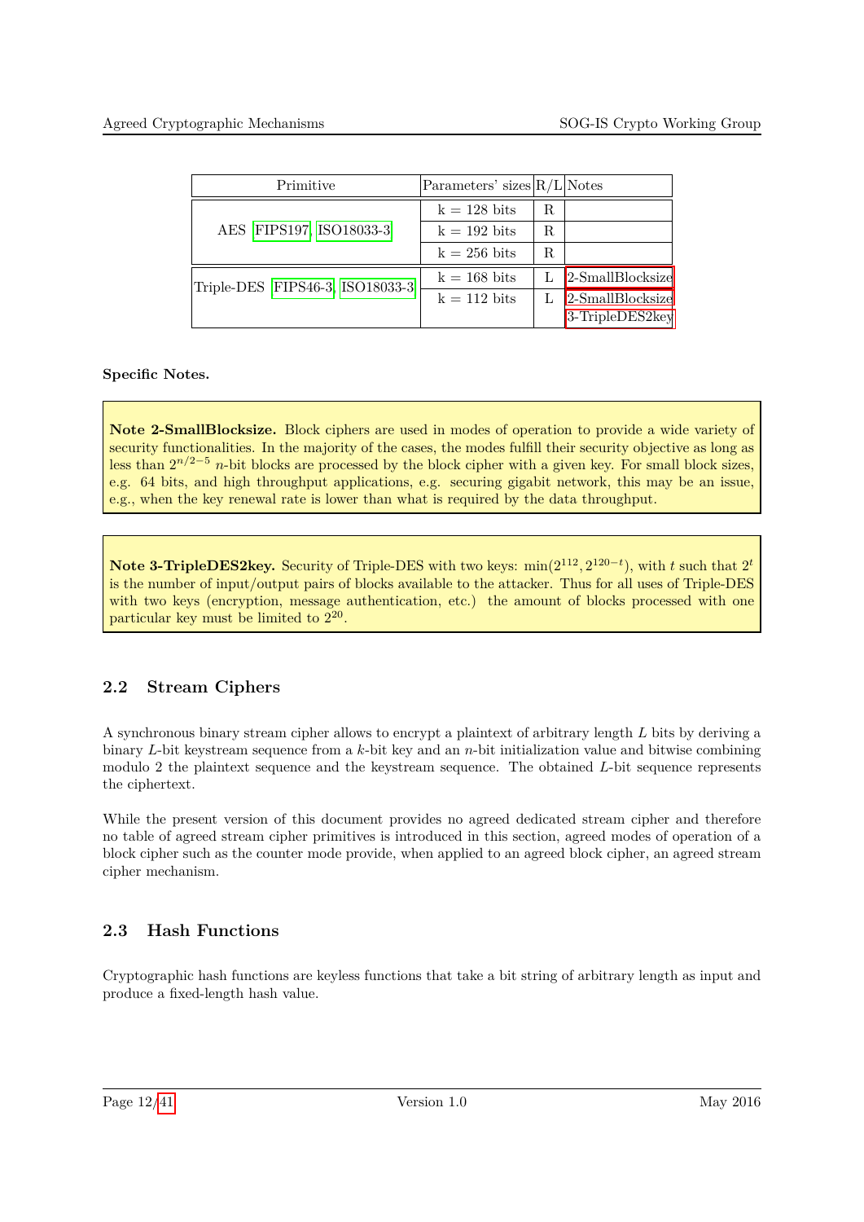| Primitive | Parameters' sizes | R/L | Notes |
|---|---|---|---|
| AES [FIPS197, ISO18033-3] | k = 128 bits | R | |
| | k = 192 bits | R | |
| | k = 256 bits | R | |
| Triple-DES [FIPS46-3, ISO18033-3] | k = 168 bits | L | 2-SmallBlocksize |
| | k = 112 bits | L | 2-SmallBlocksize<br>3-TripleDES2key |

**Specific Notes.**

> **Note 2-SmallBlocksize.** Block ciphers are used in modes of operation to provide a wide variety of security functionalities. In the majority of the cases, the modes fulfill their security objective as long as less than $2^{n/2-5}$ $n$-bit blocks are processed by the block cipher with a given key. For small block sizes, e.g. 64 bits, and high throughput applications, e.g. securing gigabit network, this may be an issue, e.g., when the key renewal rate is lower than what is required by the data throughput.

> **Note 3-TripleDES2key.** Security of Triple-DES with two keys: $\min(2^{112}, 2^{120-t})$, with $t$ such that $2^t$ is the number of input/output pairs of blocks available to the attacker. Thus for all uses of Triple-DES with two keys (encryption, message authentication, etc.) the amount of blocks processed with one particular key must be limited to $2^{20}$.

## 2.2 Stream Ciphers

A synchronous binary stream cipher allows to encrypt a plaintext of arbitrary length $L$ bits by deriving a binary $L$-bit keystream sequence from a $k$-bit key and an $n$-bit initialization value and bitwise combining modulo 2 the plaintext sequence and the keystream sequence. The obtained $L$-bit sequence represents the ciphertext.

While the present version of this document provides no agreed dedicated stream cipher and therefore no table of agreed stream cipher primitives is introduced in this section, agreed modes of operation of a block cipher such as the counter mode provide, when applied to an agreed block cipher, an agreed stream cipher mechanism.

## 2.3 Hash Functions

Cryptographic hash functions are keyless functions that take a bit string of arbitrary length as input and produce a fixed-length hash value.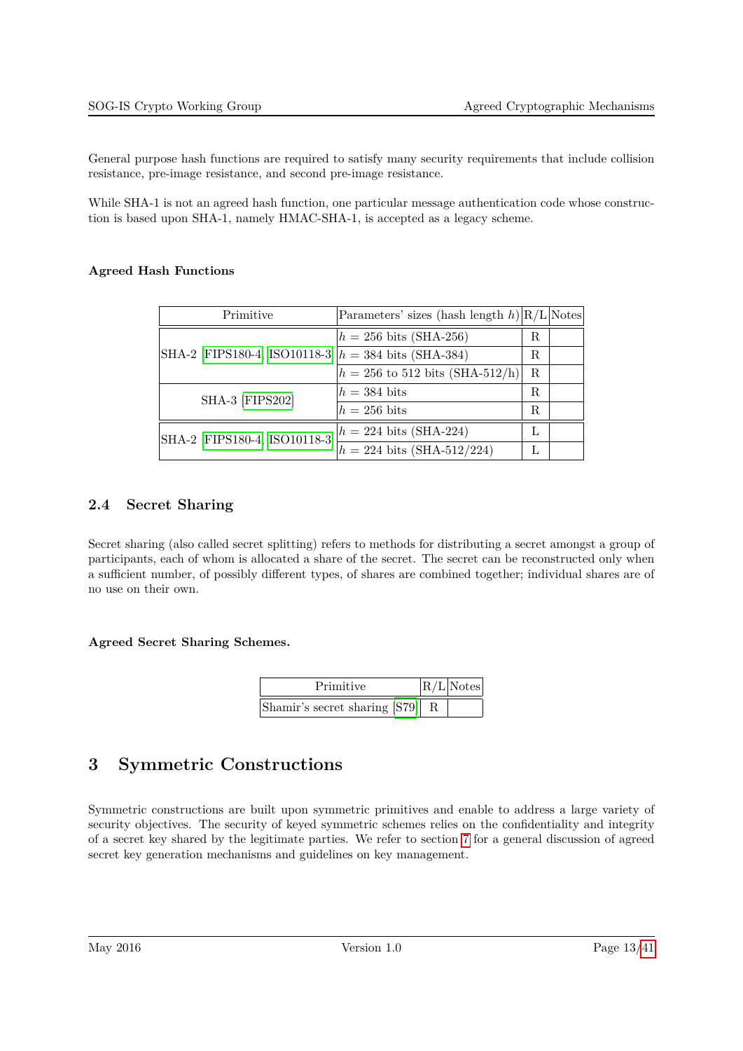General purpose hash functions are required to satisfy many security requirements that include collision resistance, pre-image resistance, and second pre-image resistance.

While SHA-1 is not an agreed hash function, one particular message authentication code whose construction is based upon SHA-1, namely HMAC-SHA-1, is accepted as a legacy scheme.

**Agreed Hash Functions**

| Primitive | Parameters' sizes (hash length $h$) | R/L | Notes |
|---|---|---|---|
| SHA-2 [FIPS180-4, ISO10118-3] | $h = 256$ bits (SHA-256) | R | |
| | $h = 384$ bits (SHA-384) | R | |
| | $h = 256$ to 512 bits (SHA-512/h) | R | |
| SHA-3 [FIPS202] | $h = 384$ bits | R | |
| | $h = 256$ bits | R | |
| SHA-2 [FIPS180-4, ISO10118-3] | $h = 224$ bits (SHA-224) | L | |
| | $h = 224$ bits (SHA-512/224) | L | |

## 2.4 Secret Sharing

Secret sharing (also called secret splitting) refers to methods for distributing a secret amongst a group of participants, each of whom is allocated a share of the secret. The secret can be reconstructed only when a sufficient number, of possibly different types, of shares are combined together; individual shares are of no use on their own.

**Agreed Secret Sharing Schemes.**

| Primitive | R/L | Notes |
|---|---|---|
| Shamir's secret sharing [S79] | R | |

# 3 Symmetric Constructions

Symmetric constructions are built upon symmetric primitives and enable to address a large variety of security objectives. The security of keyed symmetric schemes relies on the confidentiality and integrity of a secret key shared by the legitimate parties. We refer to section 7 for a general discussion of agreed secret key generation mechanisms and guidelines on key management.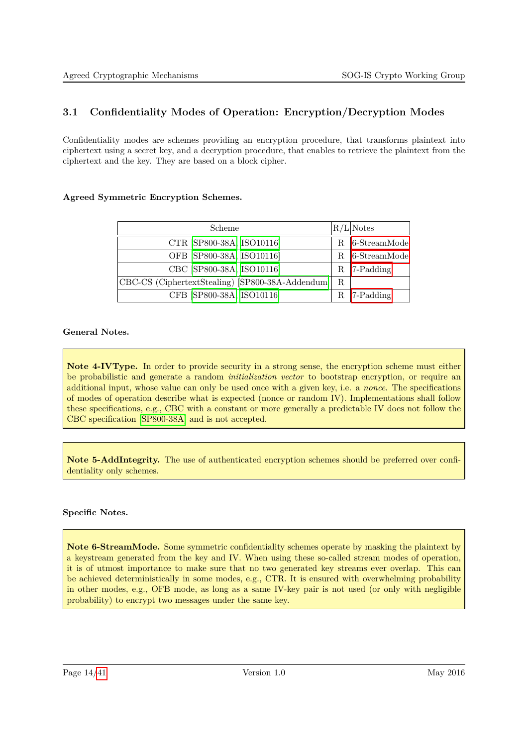### 3.1 Confidentiality Modes of Operation: Encryption/Decryption Modes

Confidentiality modes are schemes providing an encryption procedure, that transforms plaintext into ciphertext using a secret key, and a decryption procedure, that enables to retrieve the plaintext from the ciphertext and the key. They are based on a block cipher.

**Agreed Symmetric Encryption Schemes.**

| Scheme | R/L | Notes |
|---|---|---|
| CTR [SP800-38A, ISO10116] | R | 6-StreamMode |
| OFB [SP800-38A, ISO10116] | R | 6-StreamMode |
| CBC [SP800-38A, ISO10116] | R | 7-Padding |
| CBC-CS (CiphertextStealing) [SP800-38A-Addendum] | R | |
| CFB [SP800-38A, ISO10116] | R | 7-Padding |

**General Notes.**

> **Note 4-IVType.** In order to provide security in a strong sense, the encryption scheme must either be probabilistic and generate a random *initialization vector* to bootstrap encryption, or require an additional input, whose value can only be used once with a given key, i.e. a *nonce*. The specifications of modes of operation describe what is expected (nonce or random IV). Implementations shall follow these specifications, e.g., CBC with a constant or more generally a predictable IV does not follow the CBC specification [SP800-38A] and is not accepted.

> **Note 5-AddIntegrity.** The use of authenticated encryption schemes should be preferred over confidentiality only schemes.

**Specific Notes.**

> **Note 6-StreamMode.** Some symmetric confidentiality schemes operate by masking the plaintext by a keystream generated from the key and IV. When using these so-called stream modes of operation, it is of utmost importance to make sure that no two generated key streams ever overlap. This can be achieved deterministically in some modes, e.g., CTR. It is ensured with overwhelming probability in other modes, e.g., OFB mode, as long as a same IV-key pair is not used (or only with negligible probability) to encrypt two messages under the same key.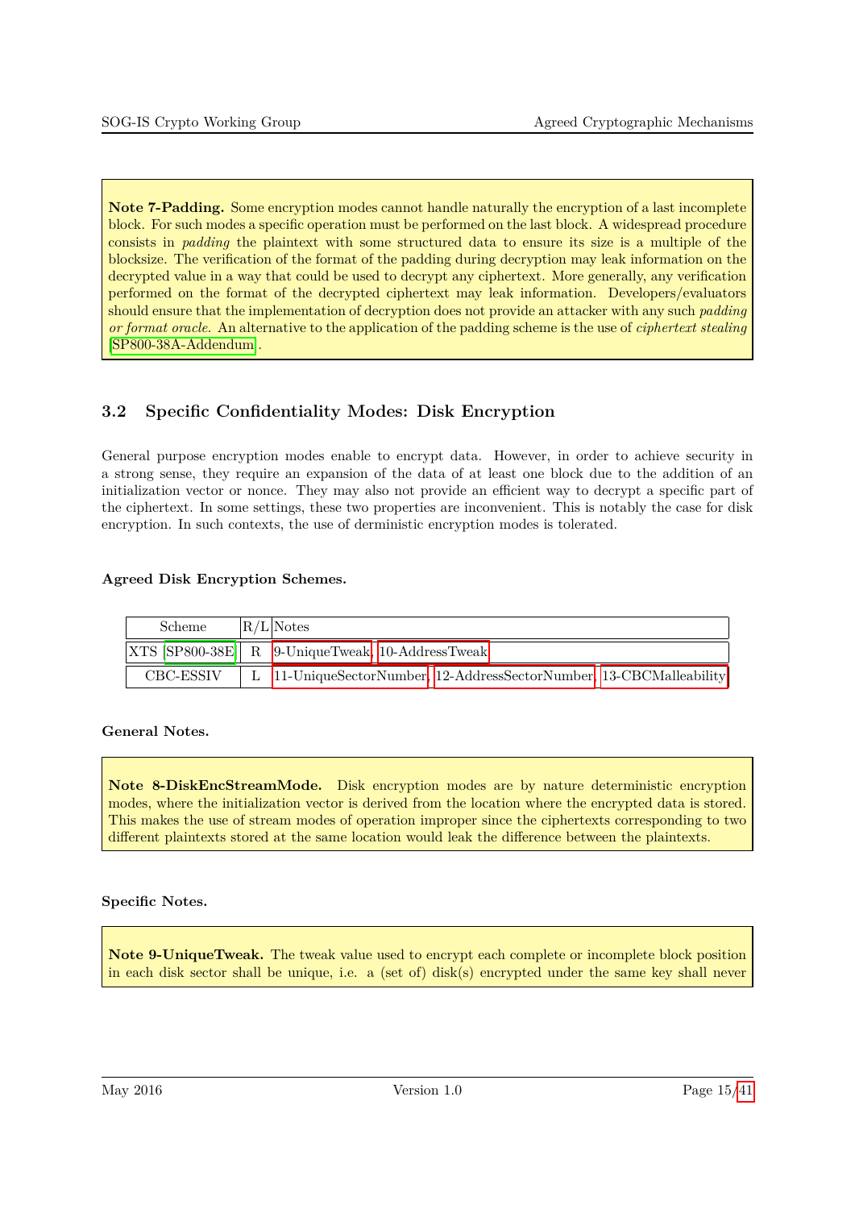**Note 7-Padding.** Some encryption modes cannot handle naturally the encryption of a last incomplete block. For such modes a specific operation must be performed on the last block. A widespread procedure consists in *padding* the plaintext with some structured data to ensure its size is a multiple of the blocksize. The verification of the format of the padding during decryption may leak information on the decrypted value in a way that could be used to decrypt any ciphertext. More generally, any verification performed on the format of the decrypted ciphertext may leak information. Developers/evaluators should ensure that the implementation of decryption does not provide an attacker with any such *padding or format oracle*. An alternative to the application of the padding scheme is the use of *ciphertext stealing* [SP800-38A-Addendum].

## 3.2 Specific Confidentiality Modes: Disk Encryption

General purpose encryption modes enable to encrypt data. However, in order to achieve security in a strong sense, they require an expansion of the data of at least one block due to the addition of an initialization vector or nonce. They may also not provide an efficient way to decrypt a specific part of the ciphertext. In some settings, these two properties are inconvenient. This is notably the case for disk encryption. In such contexts, the use of derministic encryption modes is tolerated.

**Agreed Disk Encryption Schemes.**

| Scheme | R/L | Notes |
|---|---|---|
| XTS [SP800-38E] | R | 9-UniqueTweak, 10-AddressTweak |
| CBC-ESSIV | L | 11-UniqueSectorNumber, 12-AddressSectorNumber, 13-CBCMalleability |

**General Notes.**

**Note 8-DiskEncStreamMode.** Disk encryption modes are by nature deterministic encryption modes, where the initialization vector is derived from the location where the encrypted data is stored. This makes the use of stream modes of operation improper since the ciphertexts corresponding to two different plaintexts stored at the same location would leak the difference between the plaintexts.

**Specific Notes.**

**Note 9-UniqueTweak.** The tweak value used to encrypt each complete or incomplete block position in each disk sector shall be unique, i.e. a (set of) disk(s) encrypted under the same key shall never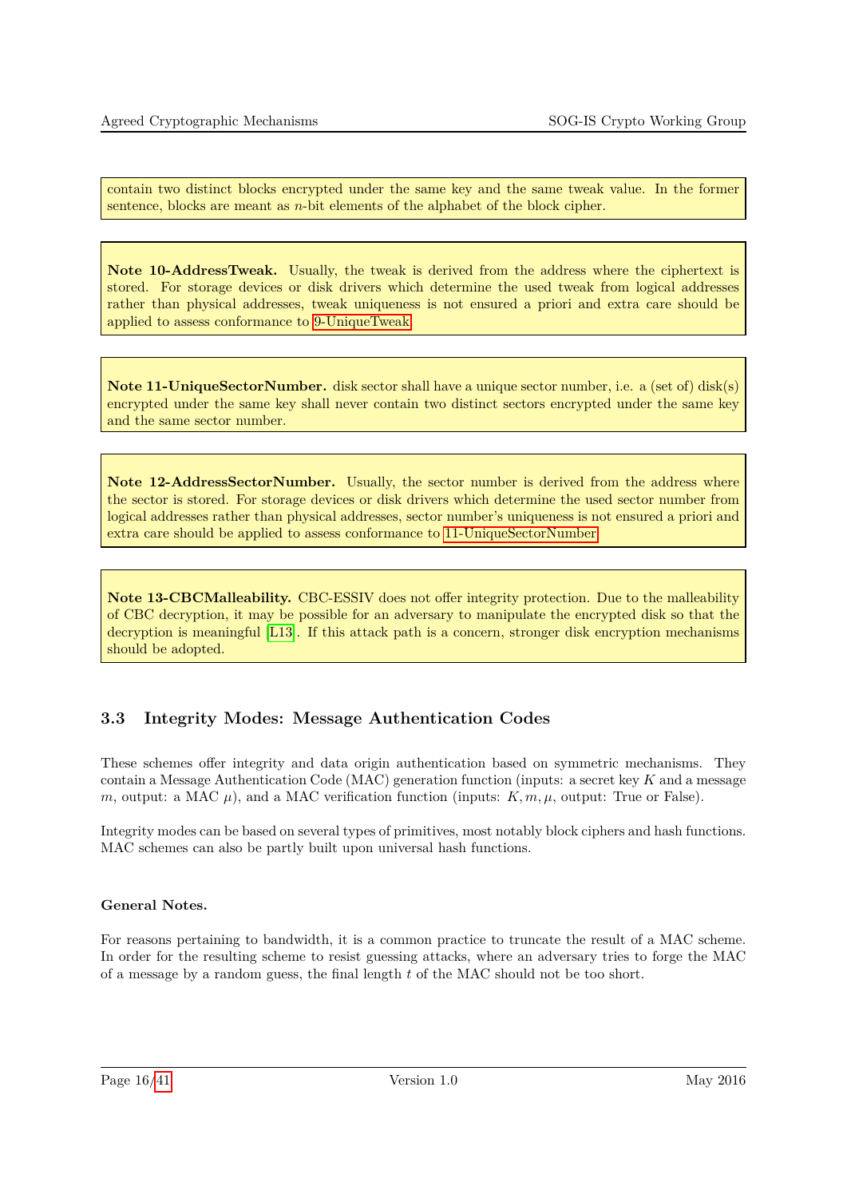contain two distinct blocks encrypted under the same key and the same tweak value. In the former sentence, blocks are meant as $n$-bit elements of the alphabet of the block cipher.

**Note 10-AddressTweak.** Usually, the tweak is derived from the address where the ciphertext is stored. For storage devices or disk drivers which determine the used tweak from logical addresses rather than physical addresses, tweak uniqueness is not ensured a priori and extra care should be applied to assess conformance to 9-UniqueTweak.

**Note 11-UniqueSectorNumber.** disk sector shall have a unique sector number, i.e. a (set of) disk(s) encrypted under the same key shall never contain two distinct sectors encrypted under the same key and the same sector number.

**Note 12-AddressSectorNumber.** Usually, the sector number is derived from the address where the sector is stored. For storage devices or disk drivers which determine the used sector number from logical addresses rather than physical addresses, sector number's uniqueness is not ensured a priori and extra care should be applied to assess conformance to 11-UniqueSectorNumber.

**Note 13-CBCMalleability.** CBC-ESSIV does not offer integrity protection. Due to the malleability of CBC decryption, it may be possible for an adversary to manipulate the encrypted disk so that the decryption is meaningful [L13]. If this attack path is a concern, stronger disk encryption mechanisms should be adopted.

### 3.3 Integrity Modes: Message Authentication Codes

These schemes offer integrity and data origin authentication based on symmetric mechanisms. They contain a Message Authentication Code (MAC) generation function (inputs: a secret key $K$ and a message $m$, output: a MAC $\mu$), and a MAC verification function (inputs: $K, m, \mu$, output: True or False).

Integrity modes can be based on several types of primitives, most notably block ciphers and hash functions. MAC schemes can also be partly built upon universal hash functions.

**General Notes.**

For reasons pertaining to bandwidth, it is a common practice to truncate the result of a MAC scheme. In order for the resulting scheme to resist guessing attacks, where an adversary tries to forge the MAC of a message by a random guess, the final length $t$ of the MAC should not be too short.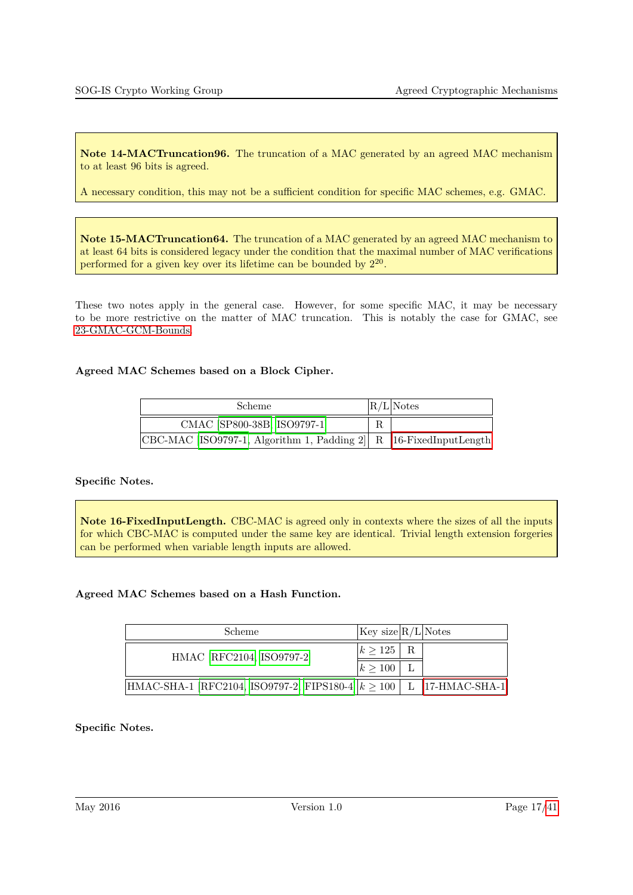**Note 14-MACTruncation96.** The truncation of a MAC generated by an agreed MAC mechanism to at least 96 bits is agreed.

A necessary condition, this may not be a sufficient condition for specific MAC schemes, e.g. GMAC.

**Note 15-MACTruncation64.** The truncation of a MAC generated by an agreed MAC mechanism to at least 64 bits is considered legacy under the condition that the maximal number of MAC verifications performed for a given key over its lifetime can be bounded by $2^{20}$.

These two notes apply in the general case. However, for some specific MAC, it may be necessary to be more restrictive on the matter of MAC truncation. This is notably the case for GMAC, see 23-GMAC-GCM-Bounds.

**Agreed MAC Schemes based on a Block Cipher.**

| Scheme | R/L | Notes |
|---|---|---|
| CMAC [SP800-38B, ISO9797-1] | R | |
| CBC-MAC [ISO9797-1, Algorithm 1, Padding 2] | R | 16-FixedInputLength |

**Specific Notes.**

**Note 16-FixedInputLength.** CBC-MAC is agreed only in contexts where the sizes of all the inputs for which CBC-MAC is computed under the same key are identical. Trivial length extension forgeries can be performed when variable length inputs are allowed.

**Agreed MAC Schemes based on a Hash Function.**

| Scheme | Key size | R/L | Notes |
|---|---|---|---|
| HMAC [RFC2104, ISO9797-2] | $k \geq 125$ | R | |
| | $k \geq 100$ | L | |
| HMAC-SHA-1 [RFC2104, ISO9797-2, FIPS180-4] | $k \geq 100$ | L | 17-HMAC-SHA-1 |

**Specific Notes.**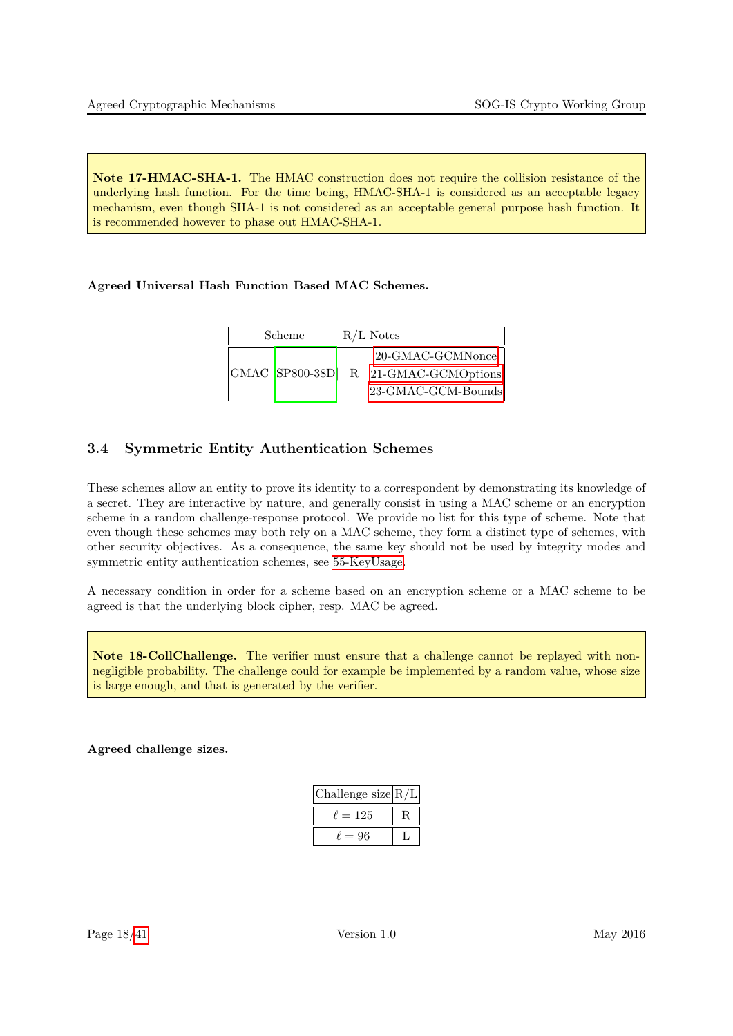> **Note 17-HMAC-SHA-1.** The HMAC construction does not require the collision resistance of the underlying hash function. For the time being, HMAC-SHA-1 is considered as an acceptable legacy mechanism, even though SHA-1 is not considered as an acceptable general purpose hash function. It is recommended however to phase out HMAC-SHA-1.

**Agreed Universal Hash Function Based MAC Schemes.**

| Scheme | | R/L | Notes |
|---|---|---|---|
| GMAC | SP800-38D | R | 20-GMAC-GCMNonce<br>21-GMAC-GCMOptions<br>23-GMAC-GCM-Bounds |

## 3.4 Symmetric Entity Authentication Schemes

These schemes allow an entity to prove its identity to a correspondent by demonstrating its knowledge of a secret. They are interactive by nature, and generally consist in using a MAC scheme or an encryption scheme in a random challenge-response protocol. We provide no list for this type of scheme. Note that even though these schemes may both rely on a MAC scheme, they form a distinct type of schemes, with other security objectives. As a consequence, the same key should not be used by integrity modes and symmetric entity authentication schemes, see 55-KeyUsage.

A necessary condition in order for a scheme based on an encryption scheme or a MAC scheme to be agreed is that the underlying block cipher, resp. MAC be agreed.

> **Note 18-CollChallenge.** The verifier must ensure that a challenge cannot be replayed with non-negligible probability. The challenge could for example be implemented by a random value, whose size is large enough, and that is generated by the verifier.

**Agreed challenge sizes.**

| Challenge size | R/L |
|---|---|
| $\ell = 125$ | R |
| $\ell = 96$ | L |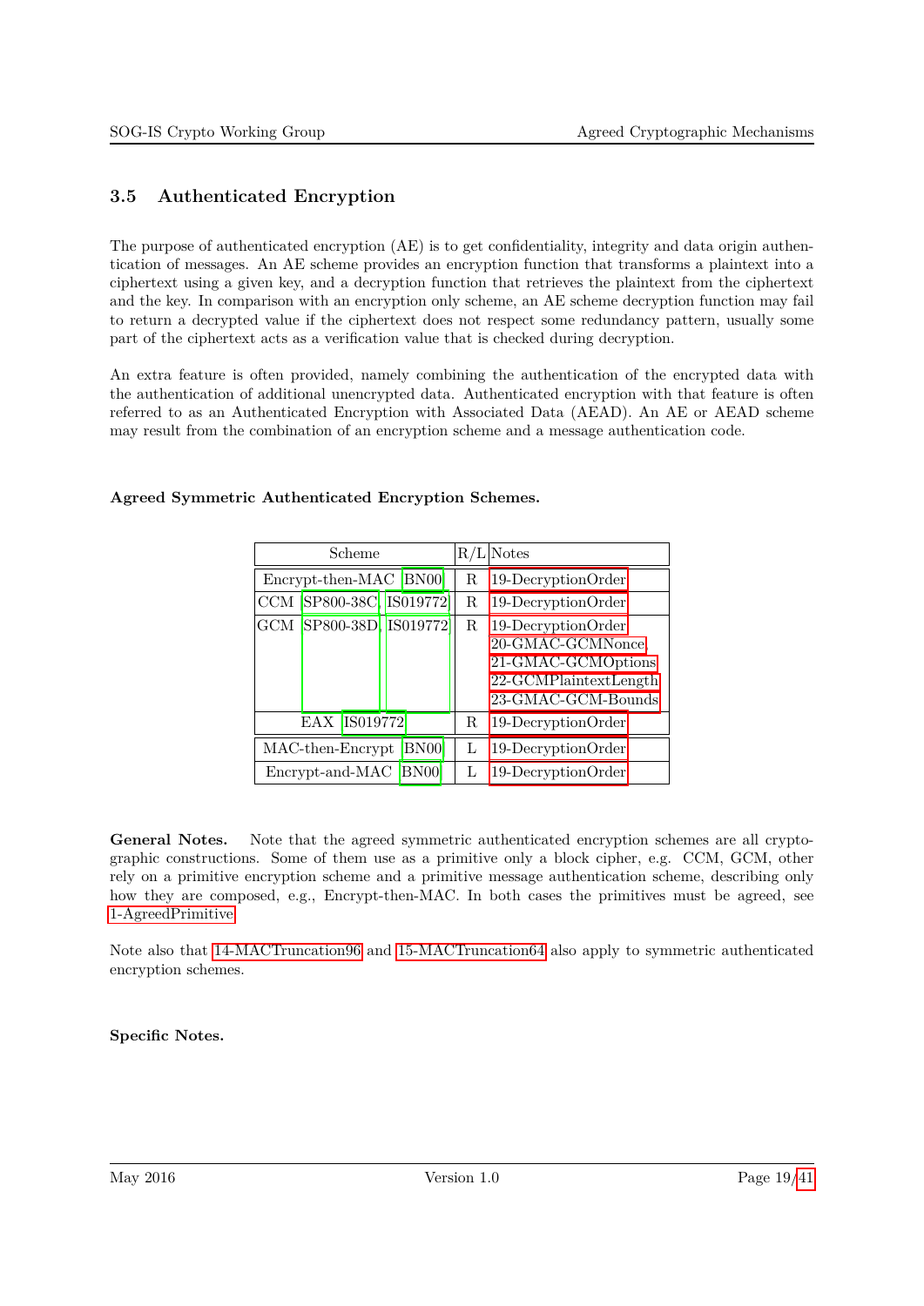## 3.5 Authenticated Encryption

The purpose of authenticated encryption (AE) is to get confidentiality, integrity and data origin authentication of messages. An AE scheme provides an encryption function that transforms a plaintext into a ciphertext using a given key, and a decryption function that retrieves the plaintext from the ciphertext and the key. In comparison with an encryption only scheme, an AE scheme decryption function may fail to return a decrypted value if the ciphertext does not respect some redundancy pattern, usually some part of the ciphertext acts as a verification value that is checked during decryption.

An extra feature is often provided, namely combining the authentication of the encrypted data with the authentication of additional unencrypted data. Authenticated encryption with that feature is often referred to as an Authenticated Encryption with Associated Data (AEAD). An AE or AEAD scheme may result from the combination of an encryption scheme and a message authentication code.

**Agreed Symmetric Authenticated Encryption Schemes.**

| Scheme | R/L | Notes |
|---|---|---|
| Encrypt-then-MAC [BN00] | R | 19-DecryptionOrder |
| CCM [SP800-38C, IS019772] | R | 19-DecryptionOrder |
| GCM [SP800-38D, IS019772] | R | 19-DecryptionOrder<br>20-GMAC-GCMNonce<br>21-GMAC-GCMOptions<br>22-GCMPlaintextLength<br>23-GMAC-GCM-Bounds |
| EAX [IS019772] | R | 19-DecryptionOrder |
| MAC-then-Encrypt [BN00] | L | 19-DecryptionOrder |
| Encrypt-and-MAC [BN00] | L | 19-DecryptionOrder |

**General Notes.** Note that the agreed symmetric authenticated encryption schemes are all cryptographic constructions. Some of them use as a primitive only a block cipher, e.g. CCM, GCM, other rely on a primitive encryption scheme and a primitive message authentication scheme, describing only how they are composed, e.g., Encrypt-then-MAC. In both cases the primitives must be agreed, see 1-AgreedPrimitive.

Note also that 14-MACTruncation96 and 15-MACTruncation64 also apply to symmetric authenticated encryption schemes.

**Specific Notes.**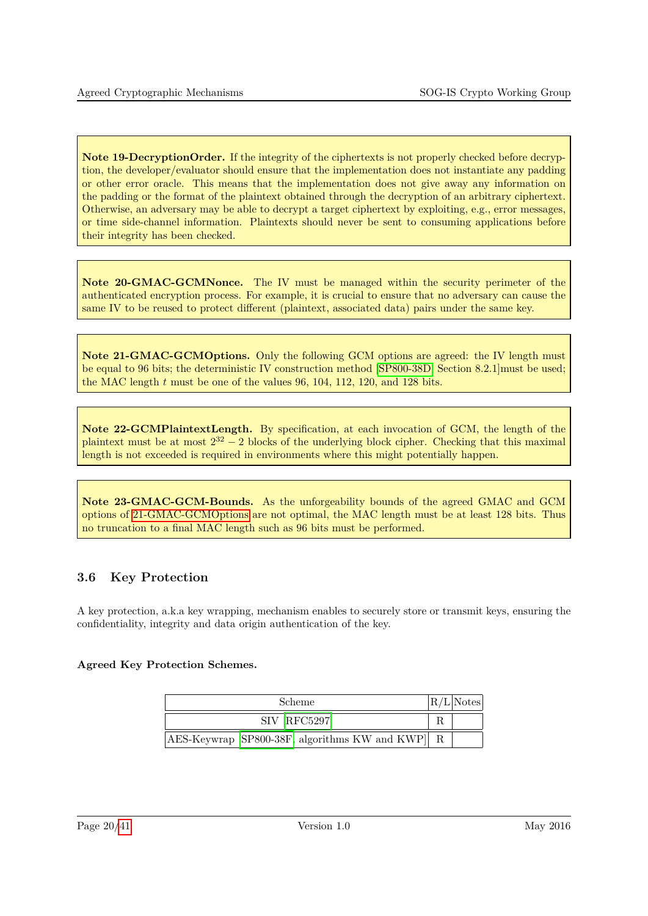**Note 19-DecryptionOrder.** If the integrity of the ciphertexts is not properly checked before decryption, the developer/evaluator should ensure that the implementation does not instantiate any padding or other error oracle. This means that the implementation does not give away any information on the padding or the format of the plaintext obtained through the decryption of an arbitrary ciphertext. Otherwise, an adversary may be able to decrypt a target ciphertext by exploiting, e.g., error messages, or time side-channel information. Plaintexts should never be sent to consuming applications before their integrity has been checked.

**Note 20-GMAC-GCMNonce.** The IV must be managed within the security perimeter of the authenticated encryption process. For example, it is crucial to ensure that no adversary can cause the same IV to be reused to protect different (plaintext, associated data) pairs under the same key.

**Note 21-GMAC-GCMOptions.** Only the following GCM options are agreed: the IV length must be equal to 96 bits; the deterministic IV construction method [SP800-38D, Section 8.2.1]must be used; the MAC length $t$ must be one of the values 96, 104, 112, 120, and 128 bits.

**Note 22-GCMPlaintextLength.** By specification, at each invocation of GCM, the length of the plaintext must be at most $2^{32} - 2$ blocks of the underlying block cipher. Checking that this maximal length is not exceeded is required in environments where this might potentially happen.

**Note 23-GMAC-GCM-Bounds.** As the unforgeability bounds of the agreed GMAC and GCM options of 21-GMAC-GCMOptions are not optimal, the MAC length must be at least 128 bits. Thus no truncation to a final MAC length such as 96 bits must be performed.

### 3.6 Key Protection

A key protection, a.k.a key wrapping, mechanism enables to securely store or transmit keys, ensuring the confidentiality, integrity and data origin authentication of the key.

**Agreed Key Protection Schemes.**

| Scheme | R/L | Notes |
|---|---|---|
| SIV [RFC5297] | R | |
| AES-Keywrap [SP800-38F, algorithms KW and KWP] | R | |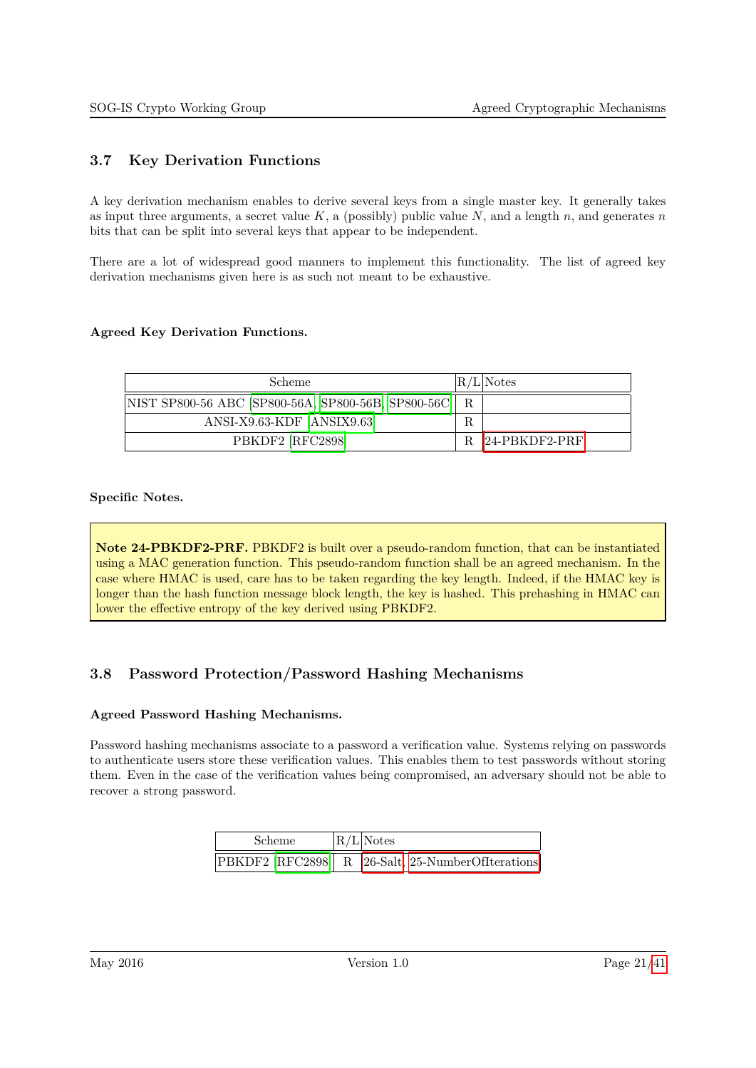### 3.7 Key Derivation Functions

A key derivation mechanism enables to derive several keys from a single master key. It generally takes as input three arguments, a secret value $K$, a (possibly) public value $N$, and a length $n$, and generates $n$ bits that can be split into several keys that appear to be independent.

There are a lot of widespread good manners to implement this functionality. The list of agreed key derivation mechanisms given here is as such not meant to be exhaustive.

**Agreed Key Derivation Functions.**

| Scheme | R/L | Notes |
|---|---|---|
| NIST SP800-56 ABC [SP800-56A, SP800-56B, SP800-56C] | R | |
| ANSI-X9.63-KDF [ANSIX9.63] | R | |
| PBKDF2 [RFC2898] | R | 24-PBKDF2-PRF |

**Specific Notes.**

**Note 24-PBKDF2-PRF.** PBKDF2 is built over a pseudo-random function, that can be instantiated using a MAC generation function. This pseudo-random function shall be an agreed mechanism. In the case where HMAC is used, care has to be taken regarding the key length. Indeed, if the HMAC key is longer than the hash function message block length, the key is hashed. This prehashing in HMAC can lower the effective entropy of the key derived using PBKDF2.

### 3.8 Password Protection/Password Hashing Mechanisms

**Agreed Password Hashing Mechanisms.**

Password hashing mechanisms associate to a password a verification value. Systems relying on passwords to authenticate users store these verification values. This enables them to test passwords without storing them. Even in the case of the verification values being compromised, an adversary should not be able to recover a strong password.

| Scheme | R/L | Notes |
|---|---|---|
| PBKDF2 [RFC2898] | R | 26-Salt, 25-NumberOfIterations |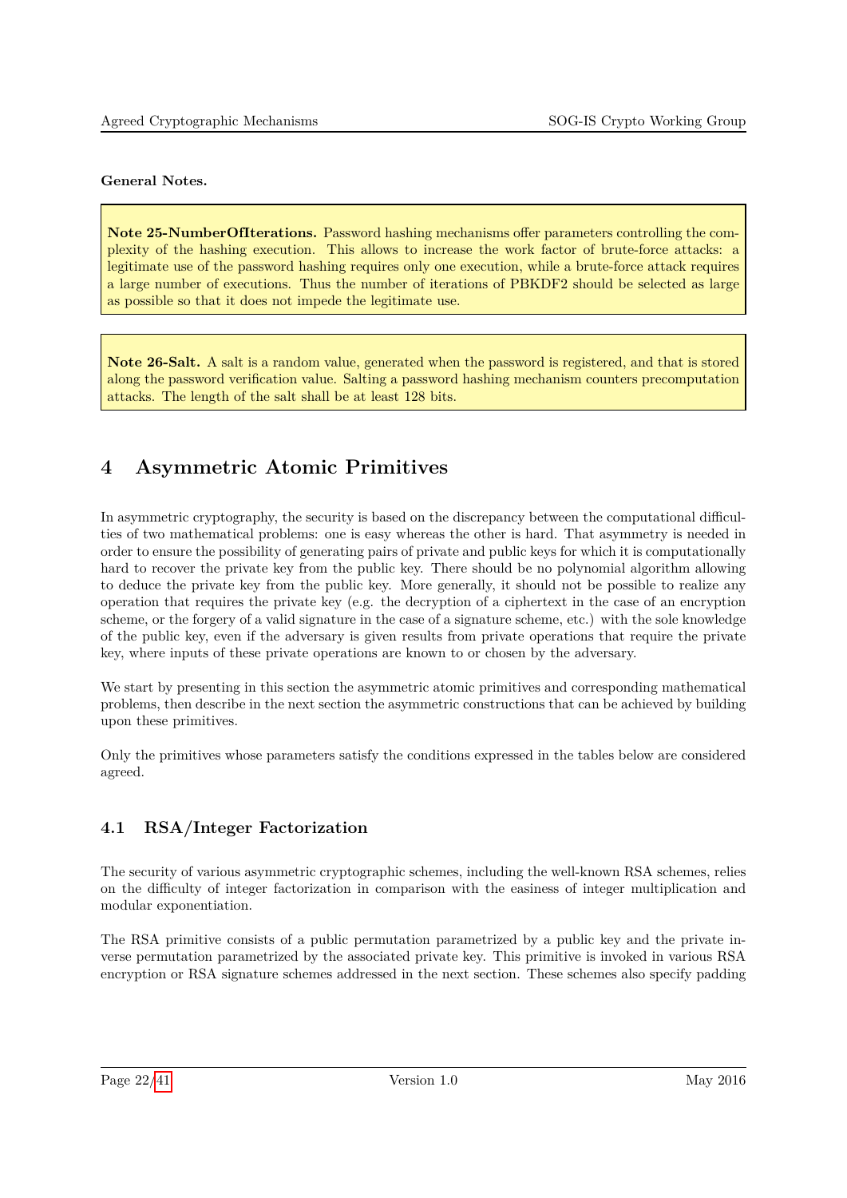**General Notes.**

> **Note 25-NumberOfIterations.** Password hashing mechanisms offer parameters controlling the complexity of the hashing execution. This allows to increase the work factor of brute-force attacks: a legitimate use of the password hashing requires only one execution, while a brute-force attack requires a large number of executions. Thus the number of iterations of PBKDF2 should be selected as large as possible so that it does not impede the legitimate use.

> **Note 26-Salt.** A salt is a random value, generated when the password is registered, and that is stored along the password verification value. Salting a password hashing mechanism counters precomputation attacks. The length of the salt shall be at least 128 bits.

# 4 Asymmetric Atomic Primitives

In asymmetric cryptography, the security is based on the discrepancy between the computational difficulties of two mathematical problems: one is easy whereas the other is hard. That asymmetry is needed in order to ensure the possibility of generating pairs of private and public keys for which it is computationally hard to recover the private key from the public key. There should be no polynomial algorithm allowing to deduce the private key from the public key. More generally, it should not be possible to realize any operation that requires the private key (e.g. the decryption of a ciphertext in the case of an encryption scheme, or the forgery of a valid signature in the case of a signature scheme, etc.) with the sole knowledge of the public key, even if the adversary is given results from private operations that require the private key, where inputs of these private operations are known to or chosen by the adversary.

We start by presenting in this section the asymmetric atomic primitives and corresponding mathematical problems, then describe in the next section the asymmetric constructions that can be achieved by building upon these primitives.

Only the primitives whose parameters satisfy the conditions expressed in the tables below are considered agreed.

## 4.1 RSA/Integer Factorization

The security of various asymmetric cryptographic schemes, including the well-known RSA schemes, relies on the difficulty of integer factorization in comparison with the easiness of integer multiplication and modular exponentiation.

The RSA primitive consists of a public permutation parametrized by a public key and the private inverse permutation parametrized by the associated private key. This primitive is invoked in various RSA encryption or RSA signature schemes addressed in the next section. These schemes also specify padding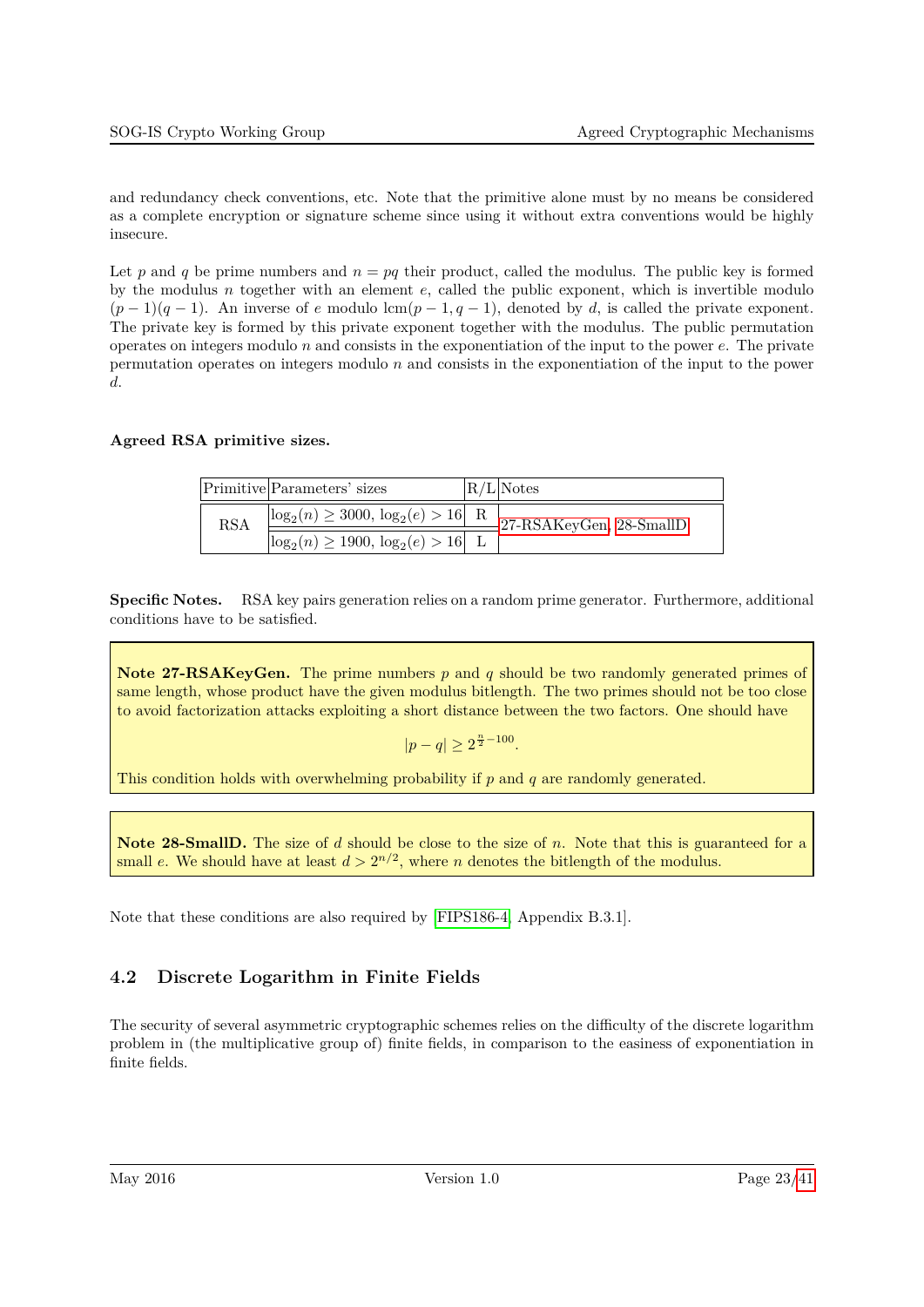and redundancy check conventions, etc. Note that the primitive alone must by no means be considered as a complete encryption or signature scheme since using it without extra conventions would be highly insecure.

Let $p$ and $q$ be prime numbers and $n = pq$ their product, called the modulus. The public key is formed by the modulus $n$ together with an element $e$, called the public exponent, which is invertible modulo $(p-1)(q-1)$. An inverse of $e$ modulo $\mathrm{lcm}(p-1, q-1)$, denoted by $d$, is called the private exponent. The private key is formed by this private exponent together with the modulus. The public permutation operates on integers modulo $n$ and consists in the exponentiation of the input to the power $e$. The private permutation operates on integers modulo $n$ and consists in the exponentiation of the input to the power $d$.

**Agreed RSA primitive sizes.**

| Primitive | Parameters' sizes | R/L | Notes |
|---|---|---|---|
| RSA | $\log_2(n) \geq 3000$, $\log_2(e) > 16$ | R | 27-RSAKeyGen, 28-SmallD |
| | $\log_2(n) \geq 1900$, $\log_2(e) > 16$ | L | |

**Specific Notes.** RSA key pairs generation relies on a random prime generator. Furthermore, additional conditions have to be satisfied.

> **Note 27-RSAKeyGen.** The prime numbers $p$ and $q$ should be two randomly generated primes of same length, whose product have the given modulus bitlength. The two primes should not be too close to avoid factorization attacks exploiting a short distance between the two factors. One should have
>
> $$|p - q| \geq 2^{\frac{n}{2} - 100}.$$
>
> This condition holds with overwhelming probability if $p$ and $q$ are randomly generated.

> **Note 28-SmallD.** The size of $d$ should be close to the size of $n$. Note that this is guaranteed for a small $e$. We should have at least $d > 2^{n/2}$, where $n$ denotes the bitlength of the modulus.

Note that these conditions are also required by [FIPS186-4, Appendix B.3.1].

## 4.2 Discrete Logarithm in Finite Fields

The security of several asymmetric cryptographic schemes relies on the difficulty of the discrete logarithm problem in (the multiplicative group of) finite fields, in comparison to the easiness of exponentiation in finite fields.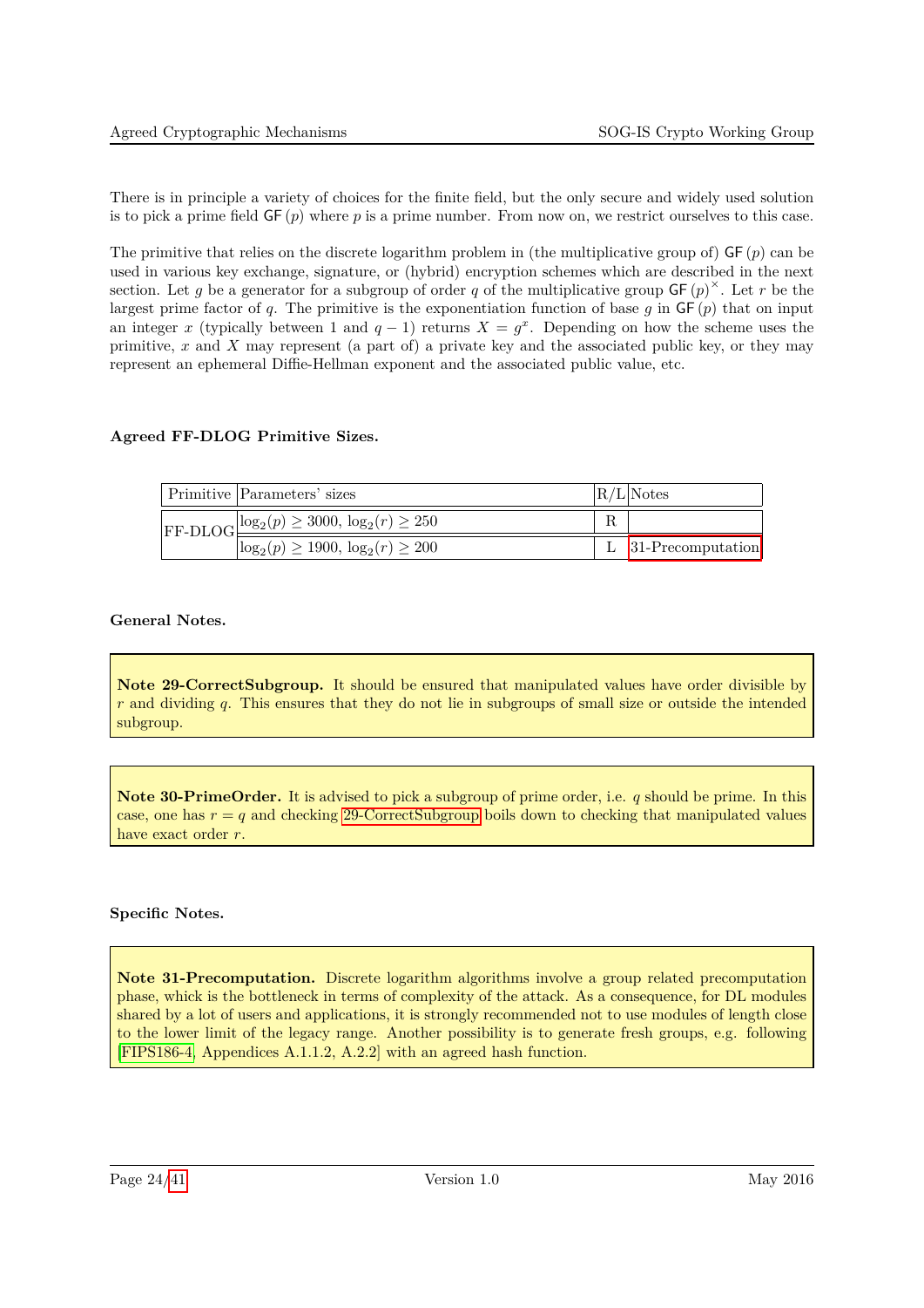There is in principle a variety of choices for the finite field, but the only secure and widely used solution is to pick a prime field $\mathsf{GF}(p)$ where $p$ is a prime number. From now on, we restrict ourselves to this case.

The primitive that relies on the discrete logarithm problem in (the multiplicative group of) $\mathsf{GF}(p)$ can be used in various key exchange, signature, or (hybrid) encryption schemes which are described in the next section. Let $g$ be a generator for a subgroup of order $q$ of the multiplicative group $\mathsf{GF}(p)^{\times}$. Let $r$ be the largest prime factor of $q$. The primitive is the exponentiation function of base $g$ in $\mathsf{GF}(p)$ that on input an integer $x$ (typically between 1 and $q-1$) returns $X = g^x$. Depending on how the scheme uses the primitive, $x$ and $X$ may represent (a part of) a private key and the associated public key, or they may represent an ephemeral Diffie-Hellman exponent and the associated public value, etc.

**Agreed FF-DLOG Primitive Sizes.**

| Primitive | Parameters' sizes | R/L | Notes |
|---|---|---|---|
| FF-DLOG | $\log_2(p) \geq 3000$, $\log_2(r) \geq 250$ | R | |
| | $\log_2(p) \geq 1900$, $\log_2(r) \geq 200$ | L | 31-Precomputation |

**General Notes.**

**Note 29-CorrectSubgroup.** It should be ensured that manipulated values have order divisible by $r$ and dividing $q$. This ensures that they do not lie in subgroups of small size or outside the intended subgroup.

**Note 30-PrimeOrder.** It is advised to pick a subgroup of prime order, i.e. $q$ should be prime. In this case, one has $r = q$ and checking 29-CorrectSubgroup boils down to checking that manipulated values have exact order $r$.

**Specific Notes.**

**Note 31-Precomputation.** Discrete logarithm algorithms involve a group related precomputation phase, whick is the bottleneck in terms of complexity of the attack. As a consequence, for DL modules shared by a lot of users and applications, it is strongly recommended not to use modules of length close to the lower limit of the legacy range. Another possibility is to generate fresh groups, e.g. following [FIPS186-4, Appendices A.1.1.2, A.2.2] with an agreed hash function.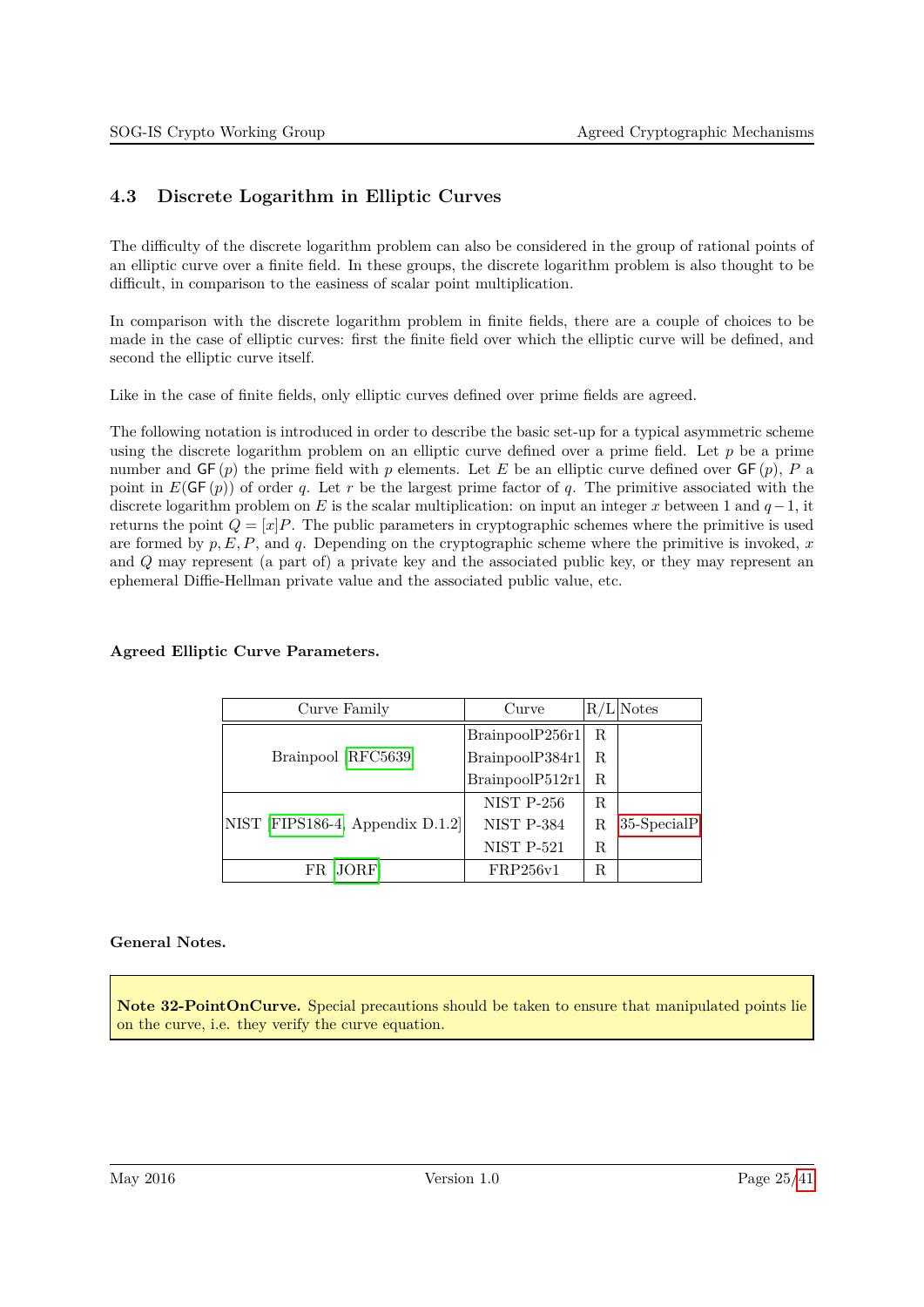### 4.3 Discrete Logarithm in Elliptic Curves

The difficulty of the discrete logarithm problem can also be considered in the group of rational points of an elliptic curve over a finite field. In these groups, the discrete logarithm problem is also thought to be difficult, in comparison to the easiness of scalar point multiplication.

In comparison with the discrete logarithm problem in finite fields, there are a couple of choices to be made in the case of elliptic curves: first the finite field over which the elliptic curve will be defined, and second the elliptic curve itself.

Like in the case of finite fields, only elliptic curves defined over prime fields are agreed.

The following notation is introduced in order to describe the basic set-up for a typical asymmetric scheme using the discrete logarithm problem on an elliptic curve defined over a prime field. Let $p$ be a prime number and $\mathsf{GF}(p)$ the prime field with $p$ elements. Let $E$ be an elliptic curve defined over $\mathsf{GF}(p)$, $P$ a point in $E(\mathsf{GF}(p))$ of order $q$. Let $r$ be the largest prime factor of $q$. The primitive associated with the discrete logarithm problem on $E$ is the scalar multiplication: on input an integer $x$ between 1 and $q-1$, it returns the point $Q = [x]P$. The public parameters in cryptographic schemes where the primitive is used are formed by $p, E, P$, and $q$. Depending on the cryptographic scheme where the primitive is invoked, $x$ and $Q$ may represent (a part of) a private key and the associated public key, or they may represent an ephemeral Diffie-Hellman private value and the associated public value, etc.

**Agreed Elliptic Curve Parameters.**

| Curve Family | Curve | R/L | Notes |
|---|---|---|---|
| Brainpool [RFC5639] | BrainpoolP256r1 | R | |
| | BrainpoolP384r1 | R | |
| | BrainpoolP512r1 | R | |
| NIST [FIPS186-4, Appendix D.1.2] | NIST P-256 | R | |
| | NIST P-384 | R | 35-SpecialP |
| | NIST P-521 | R | |
| FR [JORF] | FRP256v1 | R | |

**General Notes.**

> **Note 32-PointOnCurve.** Special precautions should be taken to ensure that manipulated points lie on the curve, i.e. they verify the curve equation.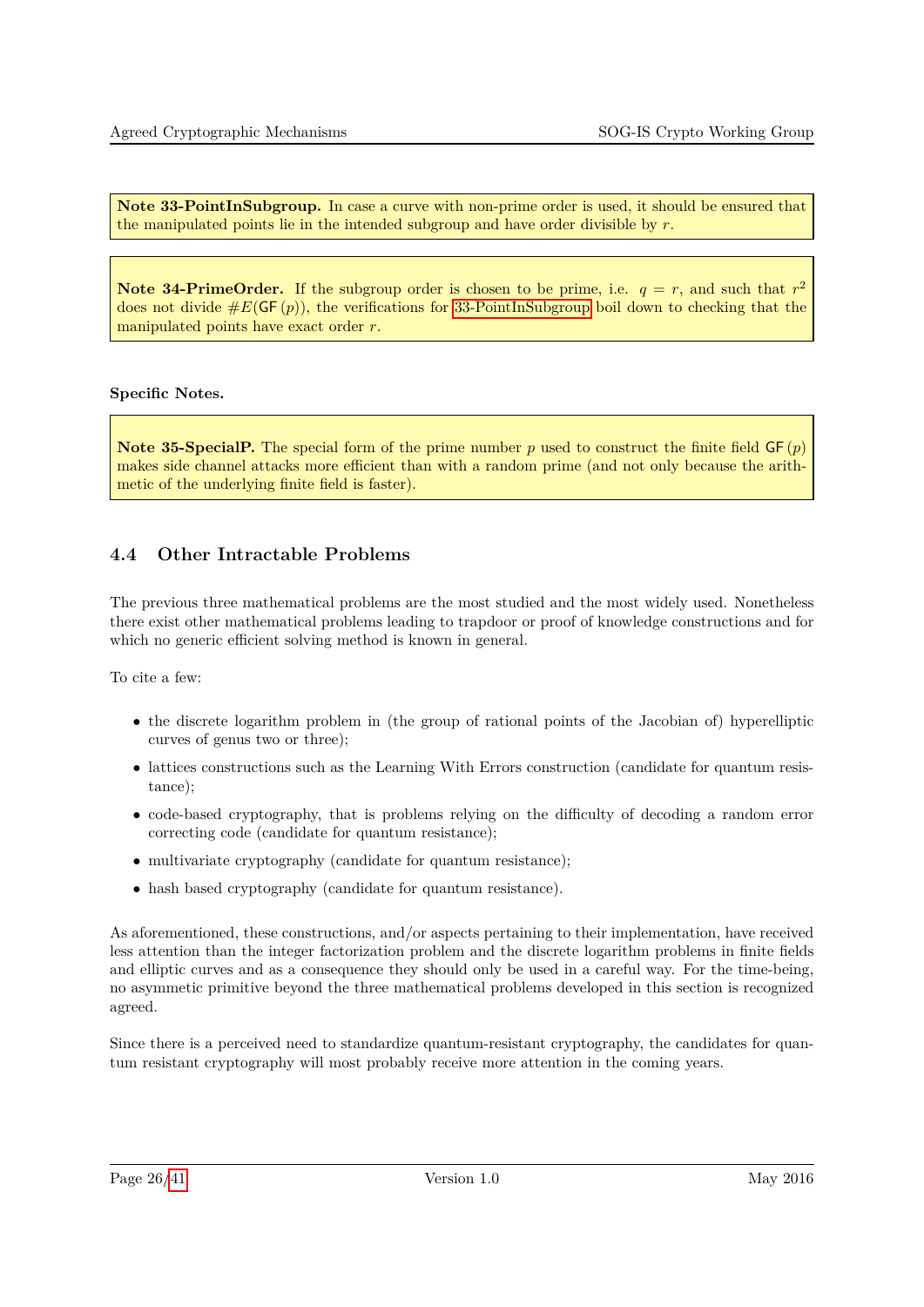**Note 33-PointInSubgroup.** In case a curve with non-prime order is used, it should be ensured that the manipulated points lie in the intended subgroup and have order divisible by $r$.

**Note 34-PrimeOrder.** If the subgroup order is chosen to be prime, i.e. $q = r$, and such that $r^2$ does not divide $\#E(\mathsf{GF}(p))$, the verifications for 33-PointInSubgroup boil down to checking that the manipulated points have exact order $r$.

**Specific Notes.**

**Note 35-SpecialP.** The special form of the prime number $p$ used to construct the finite field $\mathsf{GF}(p)$ makes side channel attacks more efficient than with a random prime (and not only because the arithmetic of the underlying finite field is faster).

## 4.4 Other Intractable Problems

The previous three mathematical problems are the most studied and the most widely used. Nonetheless there exist other mathematical problems leading to trapdoor or proof of knowledge constructions and for which no generic efficient solving method is known in general.

To cite a few:

- the discrete logarithm problem in (the group of rational points of the Jacobian of) hyperelliptic curves of genus two or three);
- lattices constructions such as the Learning With Errors construction (candidate for quantum resistance);
- code-based cryptography, that is problems relying on the difficulty of decoding a random error correcting code (candidate for quantum resistance);
- multivariate cryptography (candidate for quantum resistance);
- hash based cryptography (candidate for quantum resistance).

As aforementioned, these constructions, and/or aspects pertaining to their implementation, have received less attention than the integer factorization problem and the discrete logarithm problems in finite fields and elliptic curves and as a consequence they should only be used in a careful way. For the time-being, no asymmetric primitive beyond the three mathematical problems developed in this section is recognized agreed.

Since there is a perceived need to standardize quantum-resistant cryptography, the candidates for quantum resistant cryptography will most probably receive more attention in the coming years.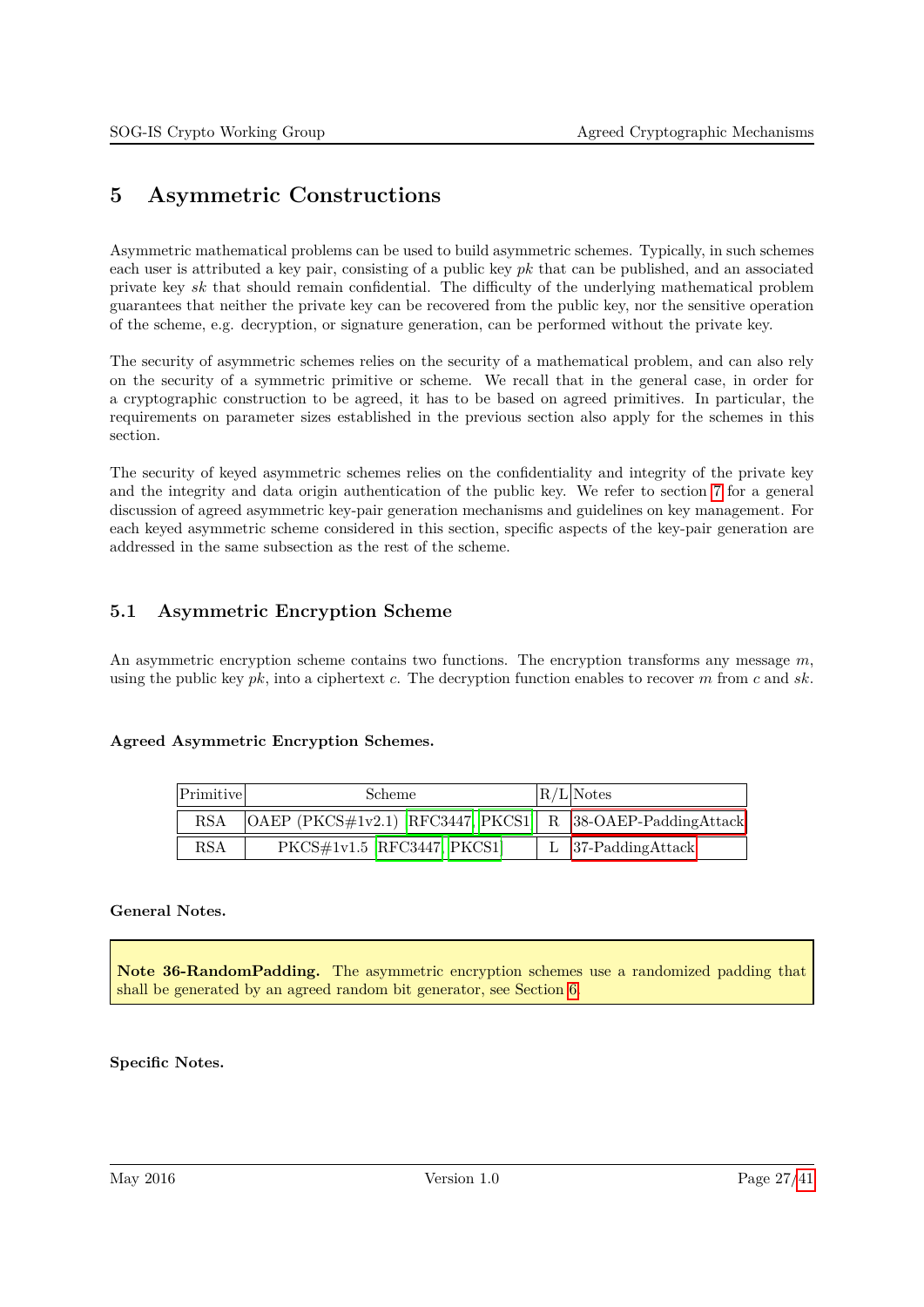# 5 Asymmetric Constructions

Asymmetric mathematical problems can be used to build asymmetric schemes. Typically, in such schemes each user is attributed a key pair, consisting of a public key *pk* that can be published, and an associated private key *sk* that should remain confidential. The difficulty of the underlying mathematical problem guarantees that neither the private key can be recovered from the public key, nor the sensitive operation of the scheme, e.g. decryption, or signature generation, can be performed without the private key.

The security of asymmetric schemes relies on the security of a mathematical problem, and can also rely on the security of a symmetric primitive or scheme. We recall that in the general case, in order for a cryptographic construction to be agreed, it has to be based on agreed primitives. In particular, the requirements on parameter sizes established in the previous section also apply for the schemes in this section.

The security of keyed asymmetric schemes relies on the confidentiality and integrity of the private key and the integrity and data origin authentication of the public key. We refer to section 7 for a general discussion of agreed asymmetric key-pair generation mechanisms and guidelines on key management. For each keyed asymmetric scheme considered in this section, specific aspects of the key-pair generation are addressed in the same subsection as the rest of the scheme.

## 5.1 Asymmetric Encryption Scheme

An asymmetric encryption scheme contains two functions. The encryption transforms any message $m$, using the public key $pk$, into a ciphertext $c$. The decryption function enables to recover $m$ from $c$ and $sk$.

**Agreed Asymmetric Encryption Schemes.**

| Primitive | Scheme | R/L | Notes |
|---|---|---|---|
| RSA | OAEP (PKCS#1v2.1) [RFC3447, PKCS1] | R | 38-OAEP-PaddingAttack |
| RSA | PKCS#1v1.5 [RFC3447, PKCS1] | L | 37-PaddingAttack |

**General Notes.**

> **Note 36-RandomPadding.** The asymmetric encryption schemes use a randomized padding that shall be generated by an agreed random bit generator, see Section 6.

**Specific Notes.**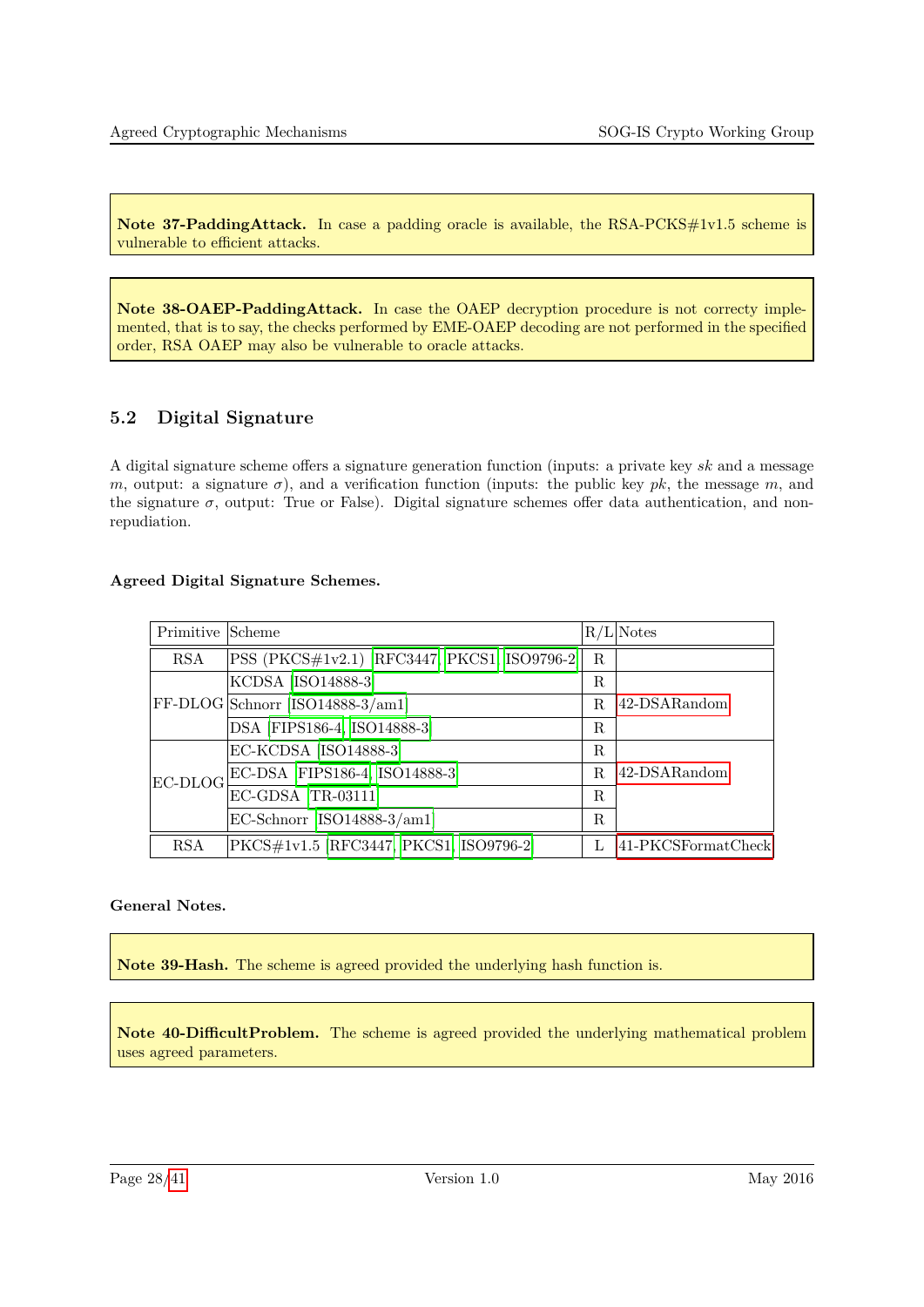**Note 37-PaddingAttack.** In case a padding oracle is available, the RSA-PCKS#1v1.5 scheme is vulnerable to efficient attacks.

**Note 38-OAEP-PaddingAttack.** In case the OAEP decryption procedure is not correcty implemented, that is to say, the checks performed by EME-OAEP decoding are not performed in the specified order, RSA OAEP may also be vulnerable to oracle attacks.

## 5.2 Digital Signature

A digital signature scheme offers a signature generation function (inputs: a private key *sk* and a message $m$, output: a signature $\sigma$), and a verification function (inputs: the public key *pk*, the message $m$, and the signature $\sigma$, output: True or False). Digital signature schemes offer data authentication, and non-repudiation.

**Agreed Digital Signature Schemes.**

| Primitive | Scheme | R/L | Notes |
|---|---|---|---|
| RSA | PSS (PKCS#1v2.1) [RFC3447, PKCS1, ISO9796-2] | R | |
| FF-DLOG | KCDSA [ISO14888-3] | R | |
| | Schnorr [ISO14888-3/am1] | R | 42-DSARandom |
| | DSA [FIPS186-4, ISO14888-3] | R | |
| EC-DLOG | EC-KCDSA [ISO14888-3] | R | |
| | EC-DSA [FIPS186-4, ISO14888-3] | R | 42-DSARandom |
| | EC-GDSA [TR-03111] | R | |
| | EC-Schnorr [ISO14888-3/am1] | R | |
| RSA | PKCS#1v1.5 [RFC3447, PKCS1, ISO9796-2] | L | 41-PKCSFormatCheck |

**General Notes.**

**Note 39-Hash.** The scheme is agreed provided the underlying hash function is.

**Note 40-DifficultProblem.** The scheme is agreed provided the underlying mathematical problem uses agreed parameters.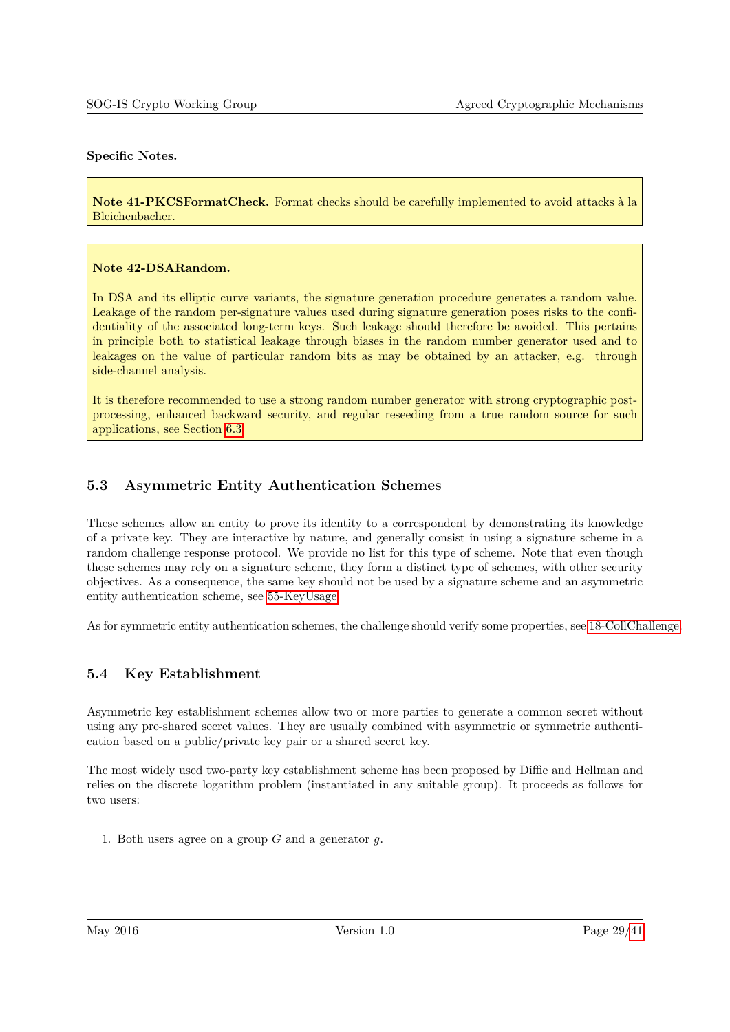**Specific Notes.**

> **Note 41-PKCSFormatCheck.** Format checks should be carefully implemented to avoid attacks à la Bleichenbacher.

> **Note 42-DSARandom.**
>
> In DSA and its elliptic curve variants, the signature generation procedure generates a random value. Leakage of the random per-signature values used during signature generation poses risks to the confidentiality of the associated long-term keys. Such leakage should therefore be avoided. This pertains in principle both to statistical leakage through biases in the random number generator used and to leakages on the value of particular random bits as may be obtained by an attacker, e.g. through side-channel analysis.
>
> It is therefore recommended to use a strong random number generator with strong cryptographic post-processing, enhanced backward security, and regular reseeding from a true random source for such applications, see Section 6.3.

## 5.3 Asymmetric Entity Authentication Schemes

These schemes allow an entity to prove its identity to a correspondent by demonstrating its knowledge of a private key. They are interactive by nature, and generally consist in using a signature scheme in a random challenge response protocol. We provide no list for this type of scheme. Note that even though these schemes may rely on a signature scheme, they form a distinct type of schemes, with other security objectives. As a consequence, the same key should not be used by a signature scheme and an asymmetric entity authentication scheme, see 55-KeyUsage.

As for symmetric entity authentication schemes, the challenge should verify some properties, see 18-CollChallenge.

## 5.4 Key Establishment

Asymmetric key establishment schemes allow two or more parties to generate a common secret without using any pre-shared secret values. They are usually combined with asymmetric or symmetric authentication based on a public/private key pair or a shared secret key.

The most widely used two-party key establishment scheme has been proposed by Diffie and Hellman and relies on the discrete logarithm problem (instantiated in any suitable group). It proceeds as follows for two users:

1. Both users agree on a group $G$ and a generator $g$.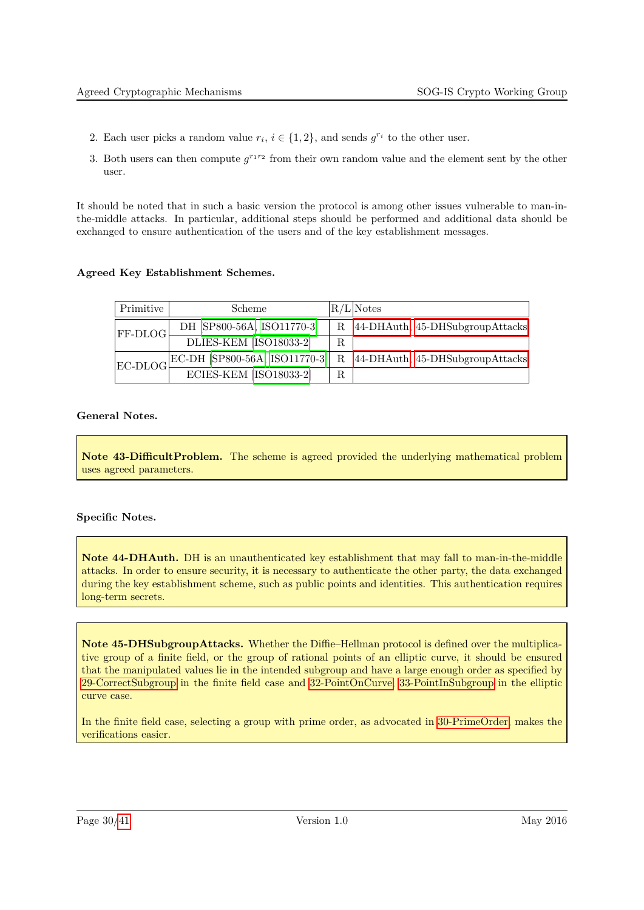2. Each user picks a random value $r_i$, $i \in \{1, 2\}$, and sends $g^{r_i}$ to the other user.
3. Both users can then compute $g^{r_1 r_2}$ from their own random value and the element sent by the other user.

It should be noted that in such a basic version the protocol is among other issues vulnerable to man-in-the-middle attacks. In particular, additional steps should be performed and additional data should be exchanged to ensure authentication of the users and of the key establishment messages.

**Agreed Key Establishment Schemes.**

| Primitive | Scheme | R/L | Notes |
|---|---|---|---|
| FF-DLOG | DH [SP800-56A, ISO11770-3] | R | 44-DHAuth, 45-DHSubgroupAttacks |
| | DLIES-KEM [ISO18033-2] | R | |
| EC-DLOG | EC-DH [SP800-56A, ISO11770-3] | R | 44-DHAuth, 45-DHSubgroupAttacks |
| | ECIES-KEM [ISO18033-2] | R | |

**General Notes.**

> **Note 43-DifficultProblem.** The scheme is agreed provided the underlying mathematical problem uses agreed parameters.

**Specific Notes.**

> **Note 44-DHAuth.** DH is an unauthenticated key establishment that may fall to man-in-the-middle attacks. In order to ensure security, it is necessary to authenticate the other party, the data exchanged during the key establishment scheme, such as public points and identities. This authentication requires long-term secrets.

> **Note 45-DHSubgroupAttacks.** Whether the Diffie–Hellman protocol is defined over the multiplicative group of a finite field, or the group of rational points of an elliptic curve, it should be ensured that the manipulated values lie in the intended subgroup and have a large enough order as specified by 29-CorrectSubgroup in the finite field case and 32-PointOnCurve, 33-PointInSubgroup in the elliptic curve case.
>
> In the finite field case, selecting a group with prime order, as advocated in 30-PrimeOrder, makes the verifications easier.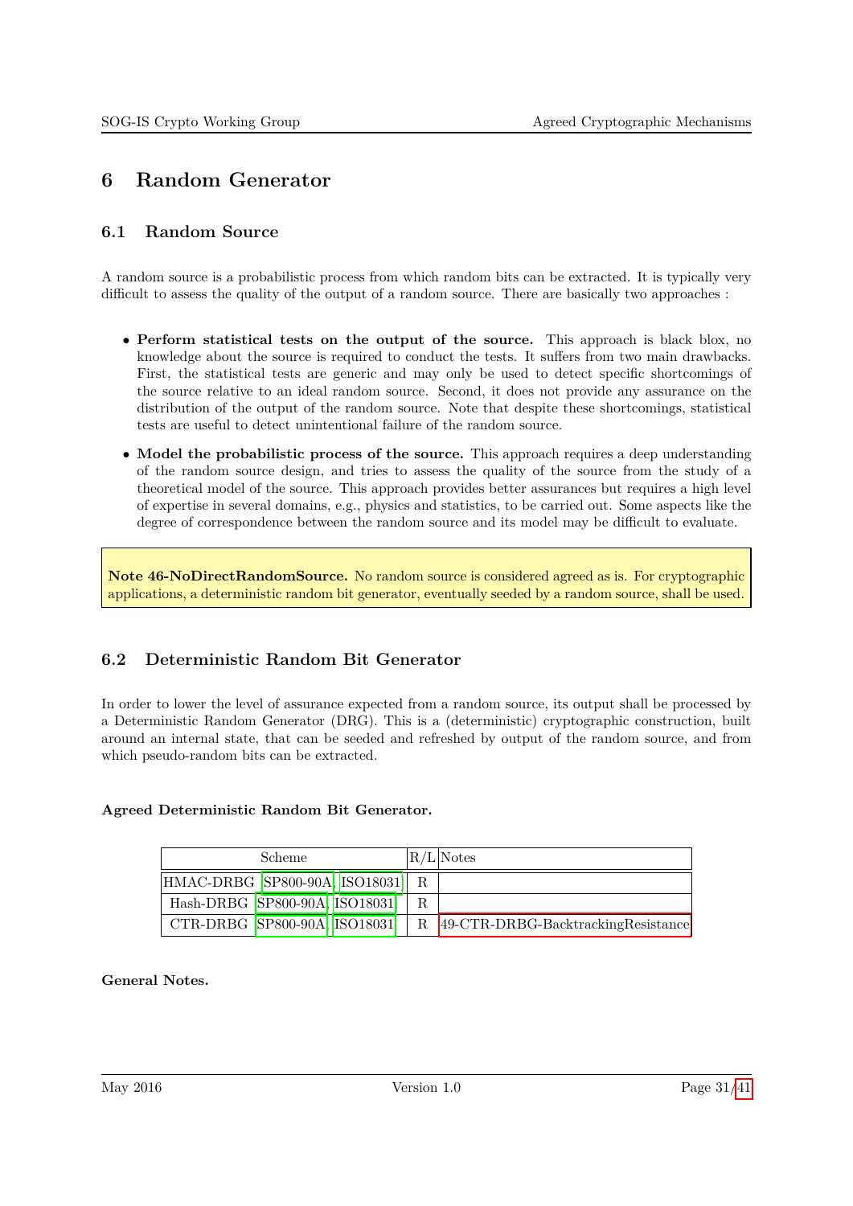// Agreed Cryptographic Mechanisms, p. 31/41 — Section 6: Random Generator

# 6 Random Generator

## 6.1 Random Source

A random source is a probabilistic process from which random bits can be extracted. It is typically very difficult to assess the quality of the output of a random source. There are basically two approaches :

- **Perform statistical tests on the output of the source.** This approach is black blox, no knowledge about the source is required to conduct the tests. It suffers from two main drawbacks. First, the statistical tests are generic and may only be used to detect specific shortcomings of the source relative to an ideal random source. Second, it does not provide any assurance on the distribution of the output of the random source. Note that despite these shortcomings, statistical tests are useful to detect unintentional failure of the random source.
- **Model the probabilistic process of the source.** This approach requires a deep understanding of the random source design, and tries to assess the quality of the source from the study of a theoretical model of the source. This approach provides better assurances but requires a high level of expertise in several domains, e.g., physics and statistics, to be carried out. Some aspects like the degree of correspondence between the random source and its model may be difficult to evaluate.

> **Note 46-NoDirectRandomSource.** No random source is considered agreed as is. For cryptographic applications, a deterministic random bit generator, eventually seeded by a random source, shall be used.

## 6.2 Deterministic Random Bit Generator

In order to lower the level of assurance expected from a random source, its output shall be processed by a Deterministic Random Generator (DRG). This is a (deterministic) cryptographic construction, built around an internal state, that can be seeded and refreshed by output of the random source, and from which pseudo-random bits can be extracted.

**Agreed Deterministic Random Bit Generator.**

| Scheme | R/L | Notes |
|---|---|---|
| HMAC-DRBG [SP800-90A, ISO18031] | R | |
| Hash-DRBG [SP800-90A, ISO18031] | R | |
| CTR-DRBG [SP800-90A, ISO18031] | R | 49-CTR-DRBG-BacktrackingResistance |

**General Notes.**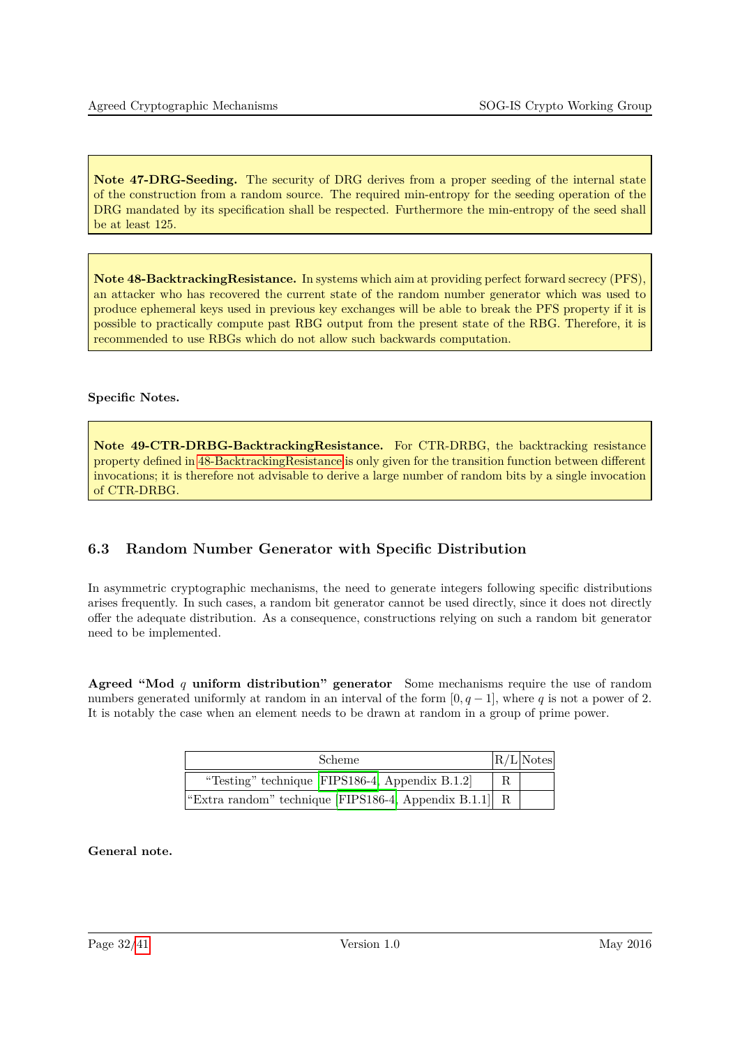**Note 47-DRG-Seeding.** The security of DRG derives from a proper seeding of the internal state of the construction from a random source. The required min-entropy for the seeding operation of the DRG mandated by its specification shall be respected. Furthermore the min-entropy of the seed shall be at least 125.

**Note 48-BacktrackingResistance.** In systems which aim at providing perfect forward secrecy (PFS), an attacker who has recovered the current state of the random number generator which was used to produce ephemeral keys used in previous key exchanges will be able to break the PFS property if it is possible to practically compute past RBG output from the present state of the RBG. Therefore, it is recommended to use RBGs which do not allow such backwards computation.

**Specific Notes.**

**Note 49-CTR-DRBG-BacktrackingResistance.** For CTR-DRBG, the backtracking resistance property defined in 48-BacktrackingResistance is only given for the transition function between different invocations; it is therefore not advisable to derive a large number of random bits by a single invocation of CTR-DRBG.

## 6.3 Random Number Generator with Specific Distribution

In asymmetric cryptographic mechanisms, the need to generate integers following specific distributions arises frequently. In such cases, a random bit generator cannot be used directly, since it does not directly offer the adequate distribution. As a consequence, constructions relying on such a random bit generator need to be implemented.

**Agreed "Mod $q$ uniform distribution" generator** Some mechanisms require the use of random numbers generated uniformly at random in an interval of the form $[0, q-1]$, where $q$ is not a power of 2. It is notably the case when an element needs to be drawn at random in a group of prime power.

| Scheme | R/L | Notes |
|---|---|---|
| "Testing" technique [FIPS186-4, Appendix B.1.2] | R | |
| "Extra random" technique [FIPS186-4, Appendix B.1.1] | R | |

**General note.**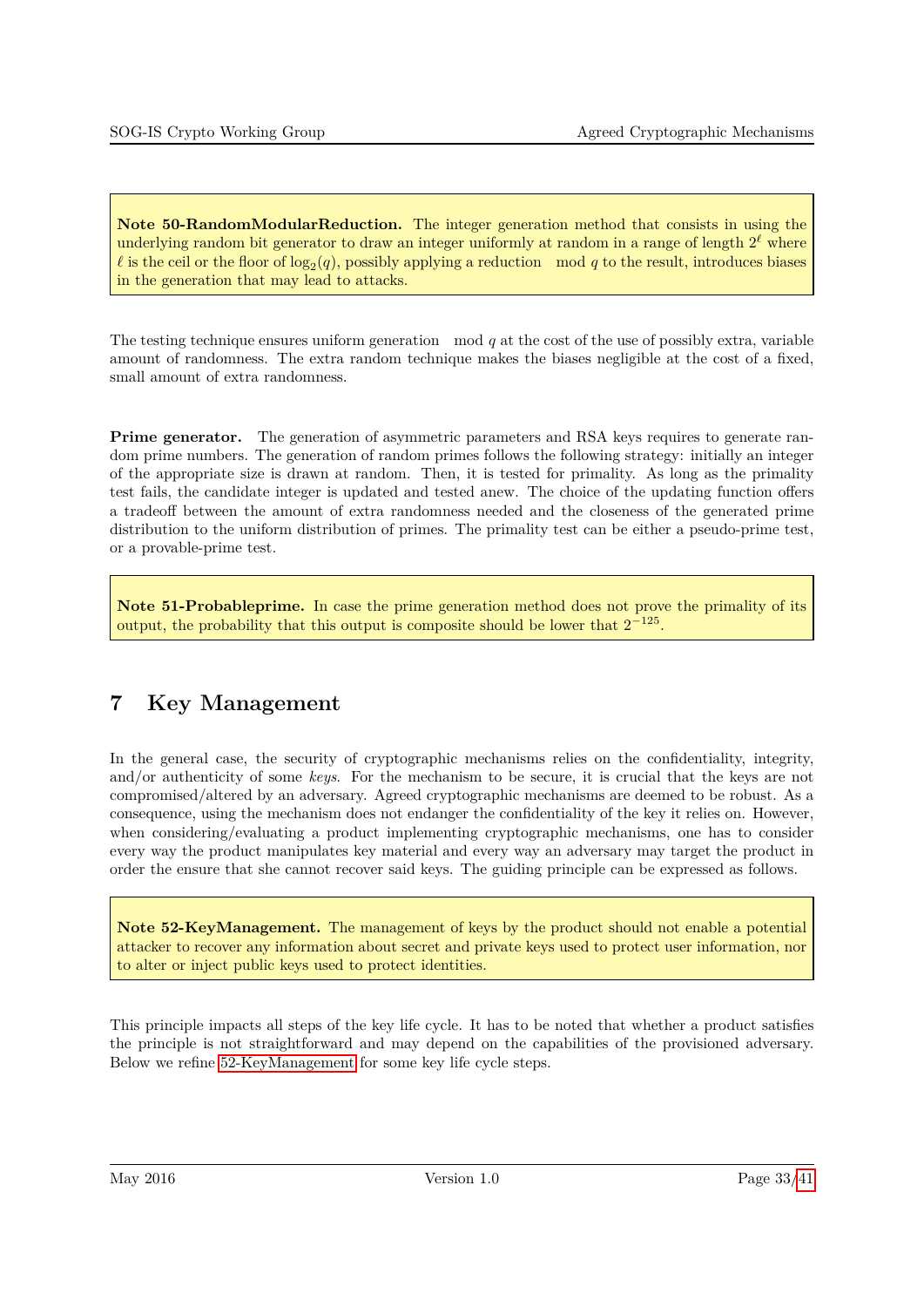> **Note 50-RandomModularReduction.** The integer generation method that consists in using the underlying random bit generator to draw an integer uniformly at random in a range of length $2^\ell$ where $\ell$ is the ceil or the floor of $\log_2(q)$, possibly applying a reduction $\mod q$ to the result, introduces biases in the generation that may lead to attacks.

The testing technique ensures uniform generation $\mod q$ at the cost of the use of possibly extra, variable amount of randomness. The extra random technique makes the biases negligible at the cost of a fixed, small amount of extra randomness.

**Prime generator.** The generation of asymmetric parameters and RSA keys requires to generate random prime numbers. The generation of random primes follows the following strategy: initially an integer of the appropriate size is drawn at random. Then, it is tested for primality. As long as the primality test fails, the candidate integer is updated and tested anew. The choice of the updating function offers a tradeoff between the amount of extra randomness needed and the closeness of the generated prime distribution to the uniform distribution of primes. The primality test can be either a pseudo-prime test, or a provable-prime test.

> **Note 51-Probableprime.** In case the prime generation method does not prove the primality of its output, the probability that this output is composite should be lower that $2^{-125}$.

# 7 Key Management

In the general case, the security of cryptographic mechanisms relies on the confidentiality, integrity, and/or authenticity of some *keys*. For the mechanism to be secure, it is crucial that the keys are not compromised/altered by an adversary. Agreed cryptographic mechanisms are deemed to be robust. As a consequence, using the mechanism does not endanger the confidentiality of the key it relies on. However, when considering/evaluating a product implementing cryptographic mechanisms, one has to consider every way the product manipulates key material and every way an adversary may target the product in order the ensure that she cannot recover said keys. The guiding principle can be expressed as follows.

> **Note 52-KeyManagement.** The management of keys by the product should not enable a potential attacker to recover any information about secret and private keys used to protect user information, nor to alter or inject public keys used to protect identities.

This principle impacts all steps of the key life cycle. It has to be noted that whether a product satisfies the principle is not straightforward and may depend on the capabilities of the provisioned adversary. Below we refine 52-KeyManagement for some key life cycle steps.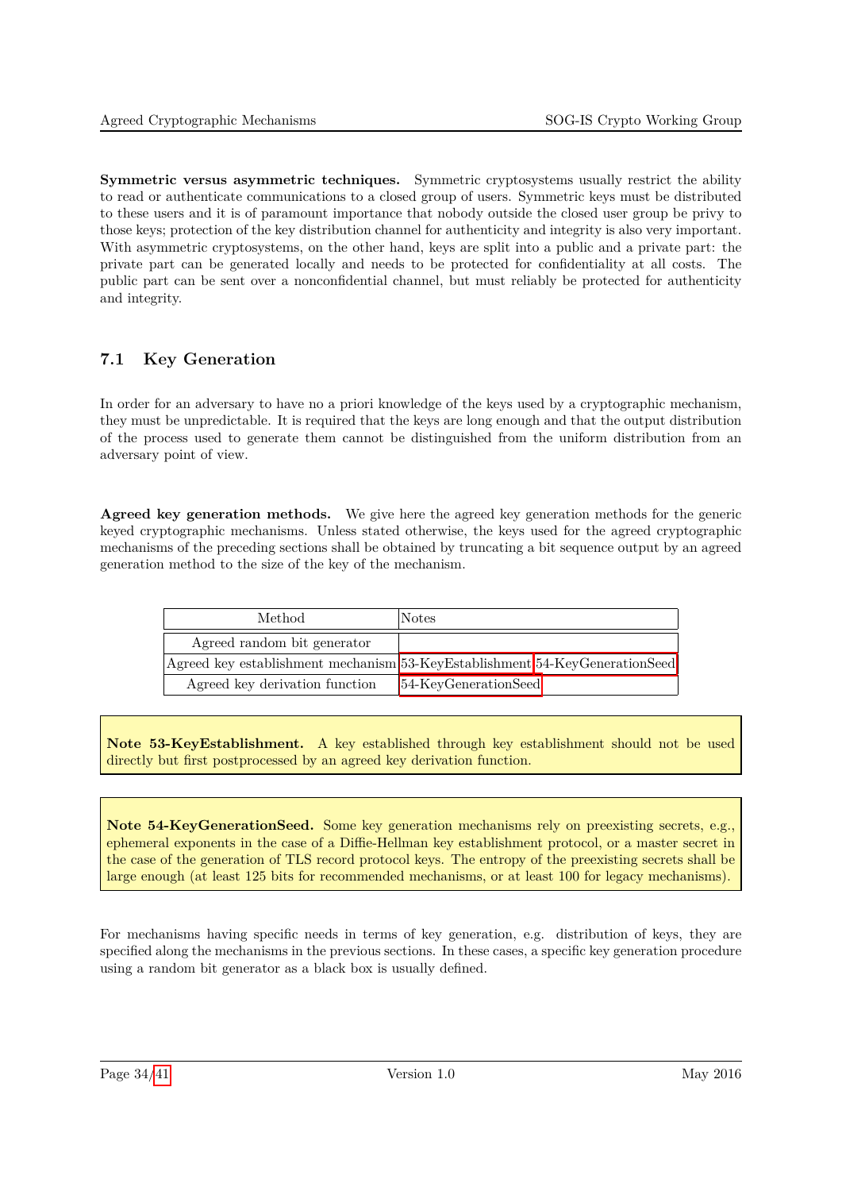**Symmetric versus asymmetric techniques.** Symmetric cryptosystems usually restrict the ability to read or authenticate communications to a closed group of users. Symmetric keys must be distributed to these users and it is of paramount importance that nobody outside the closed user group be privy to those keys; protection of the key distribution channel for authenticity and integrity is also very important. With asymmetric cryptosystems, on the other hand, keys are split into a public and a private part: the private part can be generated locally and needs to be protected for confidentiality at all costs. The public part can be sent over a nonconfidential channel, but must reliably be protected for authenticity and integrity.

## 7.1 Key Generation

In order for an adversary to have no a priori knowledge of the keys used by a cryptographic mechanism, they must be unpredictable. It is required that the keys are long enough and that the output distribution of the process used to generate them cannot be distinguished from the uniform distribution from an adversary point of view.

**Agreed key generation methods.** We give here the agreed key generation methods for the generic keyed cryptographic mechanisms. Unless stated otherwise, the keys used for the agreed cryptographic mechanisms of the preceding sections shall be obtained by truncating a bit sequence output by an agreed generation method to the size of the key of the mechanism.

| Method | Notes |
|---|---|
| Agreed random bit generator | |
| Agreed key establishment mechanism | 53-KeyEstablishment 54-KeyGenerationSeed |
| Agreed key derivation function | 54-KeyGenerationSeed |

**Note 53-KeyEstablishment.** A key established through key establishment should not be used directly but first postprocessed by an agreed key derivation function.

**Note 54-KeyGenerationSeed.** Some key generation mechanisms rely on preexisting secrets, e.g., ephemeral exponents in the case of a Diffie-Hellman key establishment protocol, or a master secret in the case of the generation of TLS record protocol keys. The entropy of the preexisting secrets shall be large enough (at least 125 bits for recommended mechanisms, or at least 100 for legacy mechanisms).

For mechanisms having specific needs in terms of key generation, e.g. distribution of keys, they are specified along the mechanisms in the previous sections. In these cases, a specific key generation procedure using a random bit generator as a black box is usually defined.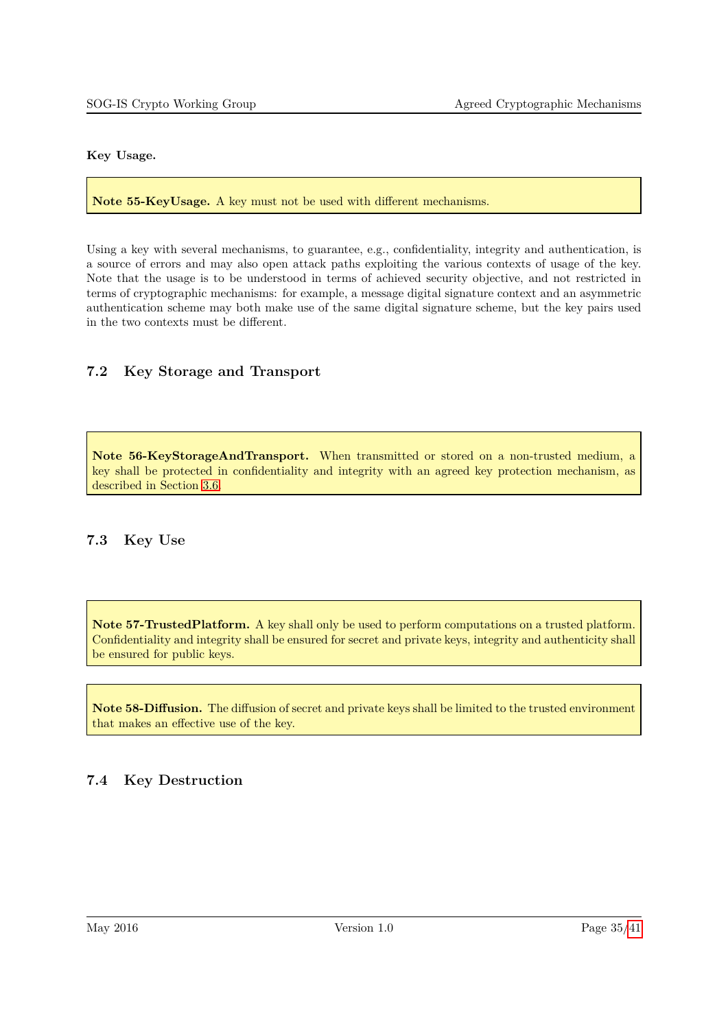**Key Usage.**

> **Note 55-KeyUsage.** A key must not be used with different mechanisms.

Using a key with several mechanisms, to guarantee, e.g., confidentiality, integrity and authentication, is a source of errors and may also open attack paths exploiting the various contexts of usage of the key. Note that the usage is to be understood in terms of achieved security objective, and not restricted in terms of cryptographic mechanisms: for example, a message digital signature context and an asymmetric authentication scheme may both make use of the same digital signature scheme, but the key pairs used in the two contexts must be different.

## 7.2 Key Storage and Transport

> **Note 56-KeyStorageAndTransport.** When transmitted or stored on a non-trusted medium, a key shall be protected in confidentiality and integrity with an agreed key protection mechanism, as described in Section 3.6.

## 7.3 Key Use

> **Note 57-TrustedPlatform.** A key shall only be used to perform computations on a trusted platform. Confidentiality and integrity shall be ensured for secret and private keys, integrity and authenticity shall be ensured for public keys.

> **Note 58-Diffusion.** The diffusion of secret and private keys shall be limited to the trusted environment that makes an effective use of the key.

## 7.4 Key Destruction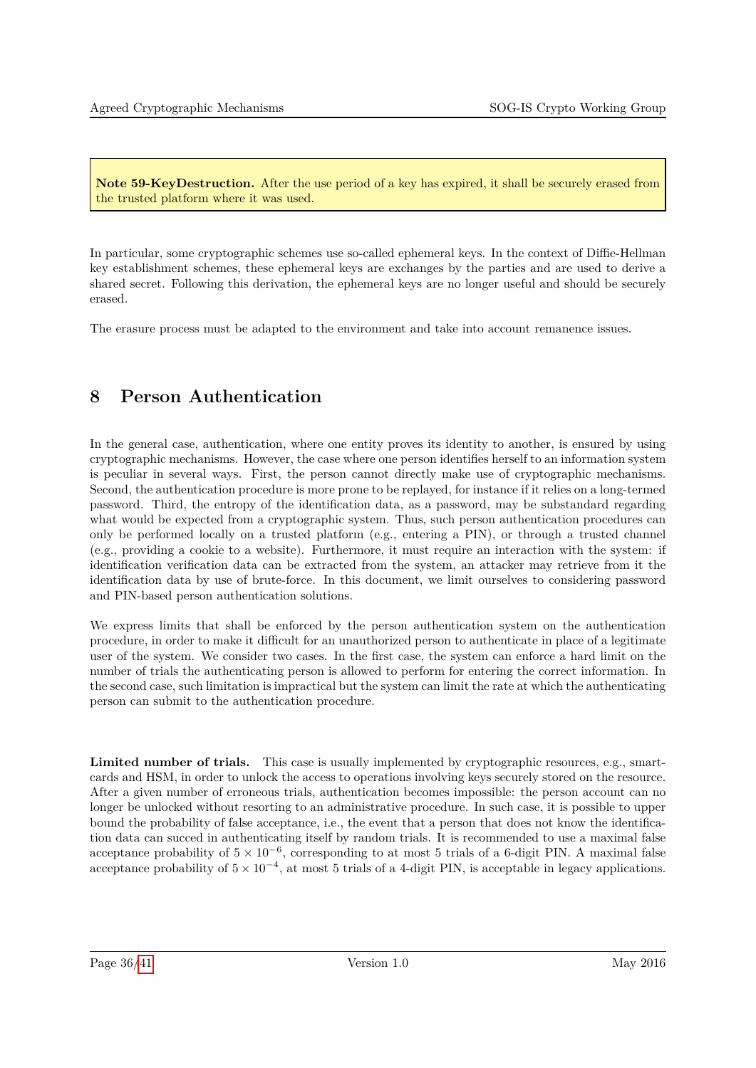> **Note 59-KeyDestruction.** After the use period of a key has expired, it shall be securely erased from the trusted platform where it was used.

In particular, some cryptographic schemes use so-called ephemeral keys. In the context of Diffie-Hellman key establishment schemes, these ephemeral keys are exchanges by the parties and are used to derive a shared secret. Following this derivation, the ephemeral keys are no longer useful and should be securely erased.

The erasure process must be adapted to the environment and take into account remanence issues.

# 8 Person Authentication

In the general case, authentication, where one entity proves its identity to another, is ensured by using cryptographic mechanisms. However, the case where one person identifies herself to an information system is peculiar in several ways. First, the person cannot directly make use of cryptographic mechanisms. Second, the authentication procedure is more prone to be replayed, for instance if it relies on a long-termed password. Third, the entropy of the identification data, as a password, may be substandard regarding what would be expected from a cryptographic system. Thus, such person authentication procedures can only be performed locally on a trusted platform (e.g., entering a PIN), or through a trusted channel (e.g., providing a cookie to a website). Furthermore, it must require an interaction with the system: if identification verification data can be extracted from the system, an attacker may retrieve from it the identification data by use of brute-force. In this document, we limit ourselves to considering password and PIN-based person authentication solutions.

We express limits that shall be enforced by the person authentication system on the authentication procedure, in order to make it difficult for an unauthorized person to authenticate in place of a legitimate user of the system. We consider two cases. In the first case, the system can enforce a hard limit on the number of trials the authenticating person is allowed to perform for entering the correct information. In the second case, such limitation is impractical but the system can limit the rate at which the authenticating person can submit to the authentication procedure.

**Limited number of trials.** This case is usually implemented by cryptographic resources, e.g., smart-cards and HSM, in order to unlock the access to operations involving keys securely stored on the resource. After a given number of erroneous trials, authentication becomes impossible: the person account can no longer be unlocked without resorting to an administrative procedure. In such case, it is possible to upper bound the probability of false acceptance, i.e., the event that a person that does not know the identification data can succed in authenticating itself by random trials. It is recommended to use a maximal false acceptance probability of $5 \times 10^{-6}$, corresponding to at most 5 trials of a 6-digit PIN. A maximal false acceptance probability of $5 \times 10^{-4}$, at most 5 trials of a 4-digit PIN, is acceptable in legacy applications.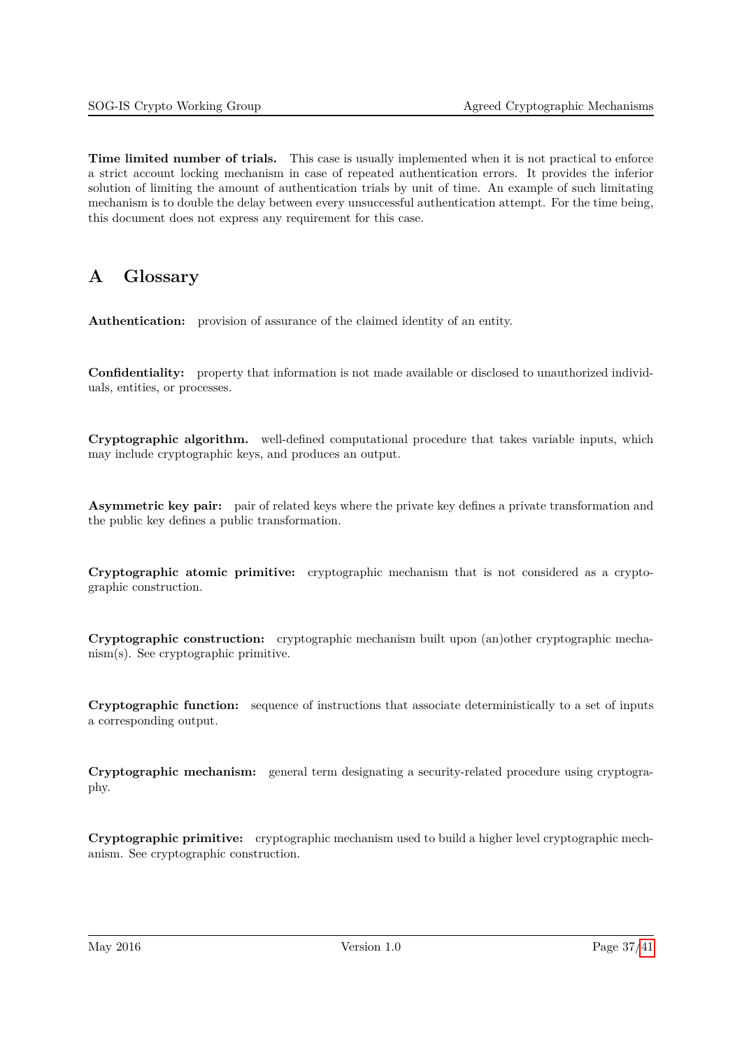**Time limited number of trials.** This case is usually implemented when it is not practical to enforce a strict account locking mechanism in case of repeated authentication errors. It provides the inferior solution of limiting the amount of authentication trials by unit of time. An example of such limitating mechanism is to double the delay between every unsuccessful authentication attempt. For the time being, this document does not express any requirement for this case.

# A Glossary

**Authentication:** provision of assurance of the claimed identity of an entity.

**Confidentiality:** property that information is not made available or disclosed to unauthorized individuals, entities, or processes.

**Cryptographic algorithm.** well-defined computational procedure that takes variable inputs, which may include cryptographic keys, and produces an output.

**Asymmetric key pair:** pair of related keys where the private key defines a private transformation and the public key defines a public transformation.

**Cryptographic atomic primitive:** cryptographic mechanism that is not considered as a cryptographic construction.

**Cryptographic construction:** cryptographic mechanism built upon (an)other cryptographic mechanism(s). See cryptographic primitive.

**Cryptographic function:** sequence of instructions that associate deterministically to a set of inputs a corresponding output.

**Cryptographic mechanism:** general term designating a security-related procedure using cryptography.

**Cryptographic primitive:** cryptographic mechanism used to build a higher level cryptographic mechanism. See cryptographic construction.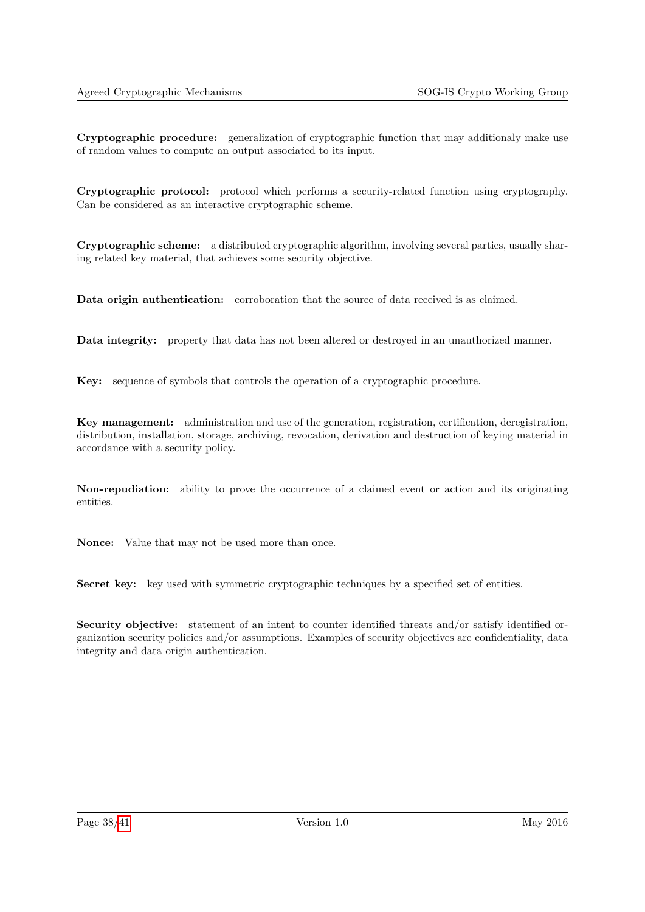**Cryptographic procedure:** generalization of cryptographic function that may additionaly make use of random values to compute an output associated to its input.

**Cryptographic protocol:** protocol which performs a security-related function using cryptography. Can be considered as an interactive cryptographic scheme.

**Cryptographic scheme:** a distributed cryptographic algorithm, involving several parties, usually sharing related key material, that achieves some security objective.

**Data origin authentication:** corroboration that the source of data received is as claimed.

**Data integrity:** property that data has not been altered or destroyed in an unauthorized manner.

**Key:** sequence of symbols that controls the operation of a cryptographic procedure.

**Key management:** administration and use of the generation, registration, certification, deregistration, distribution, installation, storage, archiving, revocation, derivation and destruction of keying material in accordance with a security policy.

**Non-repudiation:** ability to prove the occurrence of a claimed event or action and its originating entities.

**Nonce:** Value that may not be used more than once.

**Secret key:** key used with symmetric cryptographic techniques by a specified set of entities.

**Security objective:** statement of an intent to counter identified threats and/or satisfy identified organization security policies and/or assumptions. Examples of security objectives are confidentiality, data integrity and data origin authentication.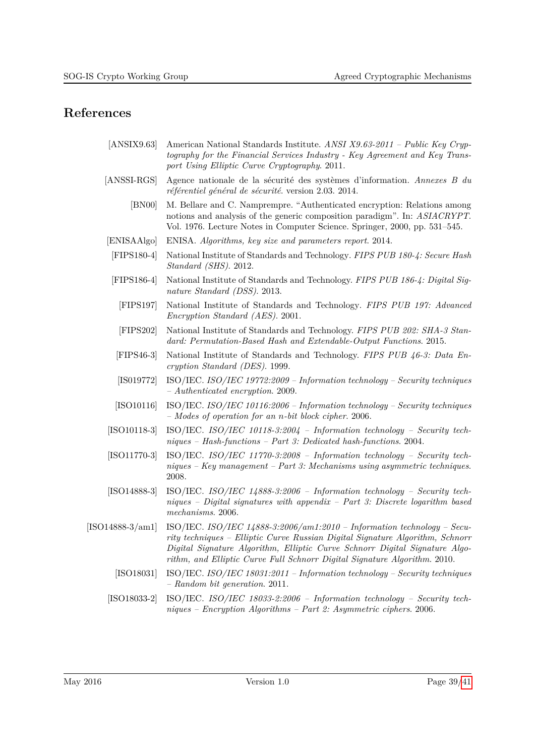# References

[ANSIX9.63] American National Standards Institute. *ANSI X9.63-2011 – Public Key Cryptography for the Financial Services Industry - Key Agreement and Key Transport Using Elliptic Curve Cryptography*. 2011.

[ANSSI-RGS] Agence nationale de la sécurité des systèmes d'information. *Annexes B du référentiel général de sécurité*. version 2.03. 2014.

[BN00] M. Bellare and C. Namprempre. "Authenticated encryption: Relations among notions and analysis of the generic composition paradigm". In: *ASIACRYPT*. Vol. 1976. Lecture Notes in Computer Science. Springer, 2000, pp. 531–545.

[ENISAAlgo] ENISA. *Algorithms, key size and parameters report*. 2014.

[FIPS180-4] National Institute of Standards and Technology. *FIPS PUB 180-4: Secure Hash Standard (SHS)*. 2012.

[FIPS186-4] National Institute of Standards and Technology. *FIPS PUB 186-4: Digital Signature Standard (DSS)*. 2013.

[FIPS197] National Institute of Standards and Technology. *FIPS PUB 197: Advanced Encryption Standard (AES)*. 2001.

[FIPS202] National Institute of Standards and Technology. *FIPS PUB 202: SHA-3 Standard: Permutation-Based Hash and Extendable-Output Functions*. 2015.

[FIPS46-3] National Institute of Standards and Technology. *FIPS PUB 46-3: Data Encryption Standard (DES)*. 1999.

[IS019772] ISO/IEC. *ISO/IEC 19772:2009 – Information technology – Security techniques – Authenticated encryption*. 2009.

[ISO10116] ISO/IEC. *ISO/IEC 10116:2006 – Information technology – Security techniques – Modes of operation for an n-bit block cipher*. 2006.

[ISO10118-3] ISO/IEC. *ISO/IEC 10118-3:2004 – Information technology – Security techniques – Hash-functions – Part 3: Dedicated hash-functions*. 2004.

[ISO11770-3] ISO/IEC. *ISO/IEC 11770-3:2008 – Information technology – Security techniques – Key management – Part 3: Mechanisms using asymmetric techniques*. 2008.

[ISO14888-3] ISO/IEC. *ISO/IEC 14888-3:2006 – Information technology – Security techniques – Digital signatures with appendix – Part 3: Discrete logarithm based mechanisms*. 2006.

[ISO14888-3/am1] ISO/IEC. *ISO/IEC 14888-3:2006/am1:2010 – Information technology – Security techniques – Elliptic Curve Russian Digital Signature Algorithm, Schnorr Digital Signature Algorithm, Elliptic Curve Schnorr Digital Signature Algorithm, and Elliptic Curve Full Schnorr Digital Signature Algorithm*. 2010.

[ISO18031] ISO/IEC. *ISO/IEC 18031:2011 – Information technology – Security techniques – Random bit generation*. 2011.

[ISO18033-2] ISO/IEC. *ISO/IEC 18033-2:2006 – Information technology – Security techniques – Encryption Algorithms – Part 2: Asymmetric ciphers*. 2006.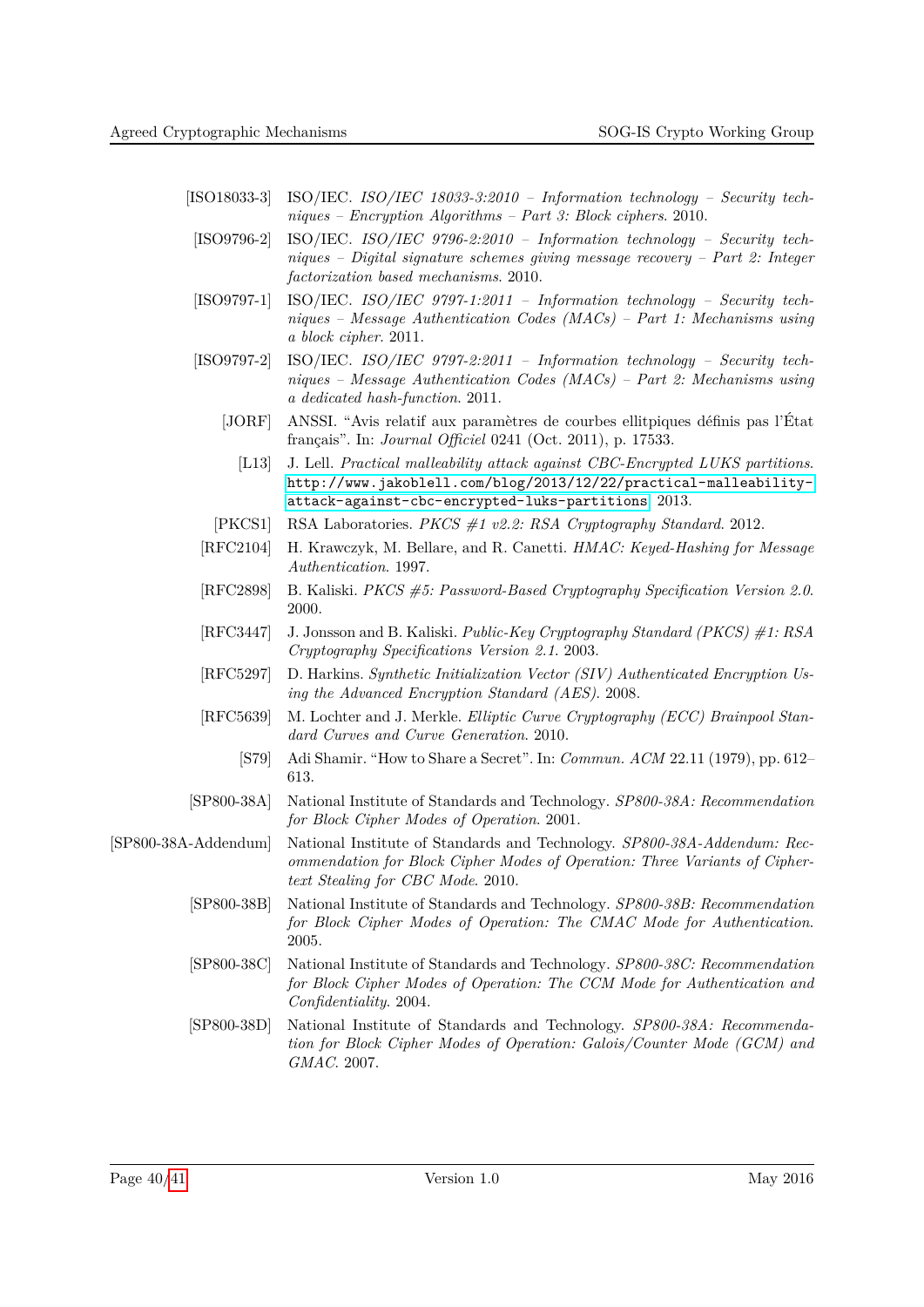- [ISO18033-3] ISO/IEC. *ISO/IEC 18033-3:2010 – Information technology – Security techniques – Encryption Algorithms – Part 3: Block ciphers*. 2010.
- [ISO9796-2] ISO/IEC. *ISO/IEC 9796-2:2010 – Information technology – Security techniques – Digital signature schemes giving message recovery – Part 2: Integer factorization based mechanisms*. 2010.
- [ISO9797-1] ISO/IEC. *ISO/IEC 9797-1:2011 – Information technology – Security techniques – Message Authentication Codes (MACs) – Part 1: Mechanisms using a block cipher*. 2011.
- [ISO9797-2] ISO/IEC. *ISO/IEC 9797-2:2011 – Information technology – Security techniques – Message Authentication Codes (MACs) – Part 2: Mechanisms using a dedicated hash-function*. 2011.
- [JORF] ANSSI. "Avis relatif aux paramètres de courbes ellitpiques définis pas l'État français". In: *Journal Officiel* 0241 (Oct. 2011), p. 17533.
- [L13] J. Lell. *Practical malleability attack against CBC-Encrypted LUKS partitions*. http://www.jakoblell.com/blog/2013/12/22/practical-malleability-attack-against-cbc-encrypted-luks-partitions. 2013.
- [PKCS1] RSA Laboratories. *PKCS #1 v2.2: RSA Cryptography Standard*. 2012.
- [RFC2104] H. Krawczyk, M. Bellare, and R. Canetti. *HMAC: Keyed-Hashing for Message Authentication*. 1997.
- [RFC2898] B. Kaliski. *PKCS #5: Password-Based Cryptography Specification Version 2.0*. 2000.
- [RFC3447] J. Jonsson and B. Kaliski. *Public-Key Cryptography Standard (PKCS) #1: RSA Cryptography Specifications Version 2.1*. 2003.
- [RFC5297] D. Harkins. *Synthetic Initialization Vector (SIV) Authenticated Encryption Using the Advanced Encryption Standard (AES)*. 2008.
- [RFC5639] M. Lochter and J. Merkle. *Elliptic Curve Cryptography (ECC) Brainpool Standard Curves and Curve Generation*. 2010.
- [S79] Adi Shamir. "How to Share a Secret". In: *Commun. ACM* 22.11 (1979), pp. 612–613.
- [SP800-38A] National Institute of Standards and Technology. *SP800-38A: Recommendation for Block Cipher Modes of Operation*. 2001.
- [SP800-38A-Addendum] National Institute of Standards and Technology. *SP800-38A-Addendum: Recommendation for Block Cipher Modes of Operation: Three Variants of Ciphertext Stealing for CBC Mode*. 2010.
- [SP800-38B] National Institute of Standards and Technology. *SP800-38B: Recommendation for Block Cipher Modes of Operation: The CMAC Mode for Authentication*. 2005.
- [SP800-38C] National Institute of Standards and Technology. *SP800-38C: Recommendation for Block Cipher Modes of Operation: The CCM Mode for Authentication and Confidentiality*. 2004.
- [SP800-38D] National Institute of Standards and Technology. *SP800-38A: Recommendation for Block Cipher Modes of Operation: Galois/Counter Mode (GCM) and GMAC*. 2007.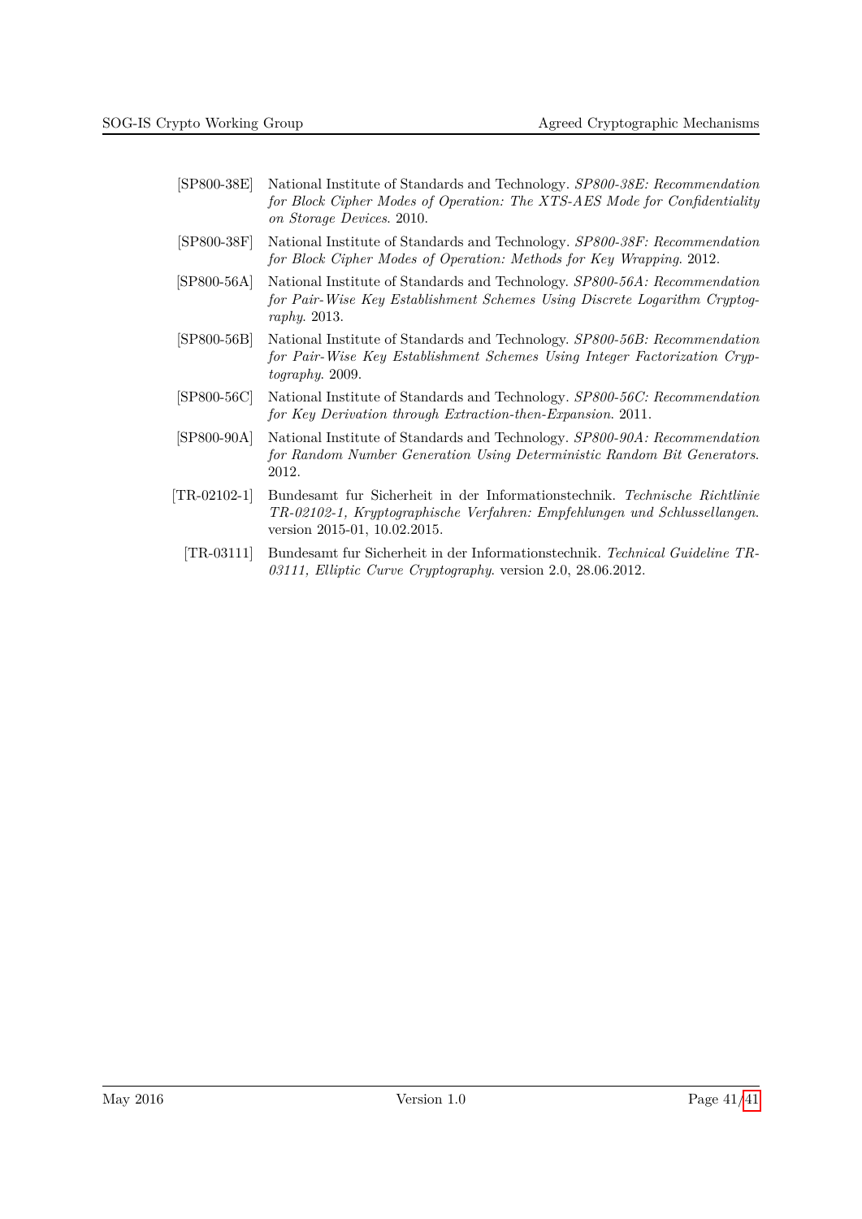[SP800-38E] National Institute of Standards and Technology. *SP800-38E: Recommendation for Block Cipher Modes of Operation: The XTS-AES Mode for Confidentiality on Storage Devices*. 2010.

[SP800-38F] National Institute of Standards and Technology. *SP800-38F: Recommendation for Block Cipher Modes of Operation: Methods for Key Wrapping*. 2012.

[SP800-56A] National Institute of Standards and Technology. *SP800-56A: Recommendation for Pair-Wise Key Establishment Schemes Using Discrete Logarithm Cryptography*. 2013.

[SP800-56B] National Institute of Standards and Technology. *SP800-56B: Recommendation for Pair-Wise Key Establishment Schemes Using Integer Factorization Cryptography*. 2009.

[SP800-56C] National Institute of Standards and Technology. *SP800-56C: Recommendation for Key Derivation through Extraction-then-Expansion*. 2011.

[SP800-90A] National Institute of Standards and Technology. *SP800-90A: Recommendation for Random Number Generation Using Deterministic Random Bit Generators*. 2012.

[TR-02102-1] Bundesamt fur Sicherheit in der Informationstechnik. *Technische Richtlinie TR-02102-1, Kryptographische Verfahren: Empfehlungen und Schlussellangen*. version 2015-01, 10.02.2015.

[TR-03111] Bundesamt fur Sicherheit in der Informationstechnik. *Technical Guideline TR-03111, Elliptic Curve Cryptography*. version 2.0, 28.06.2012.